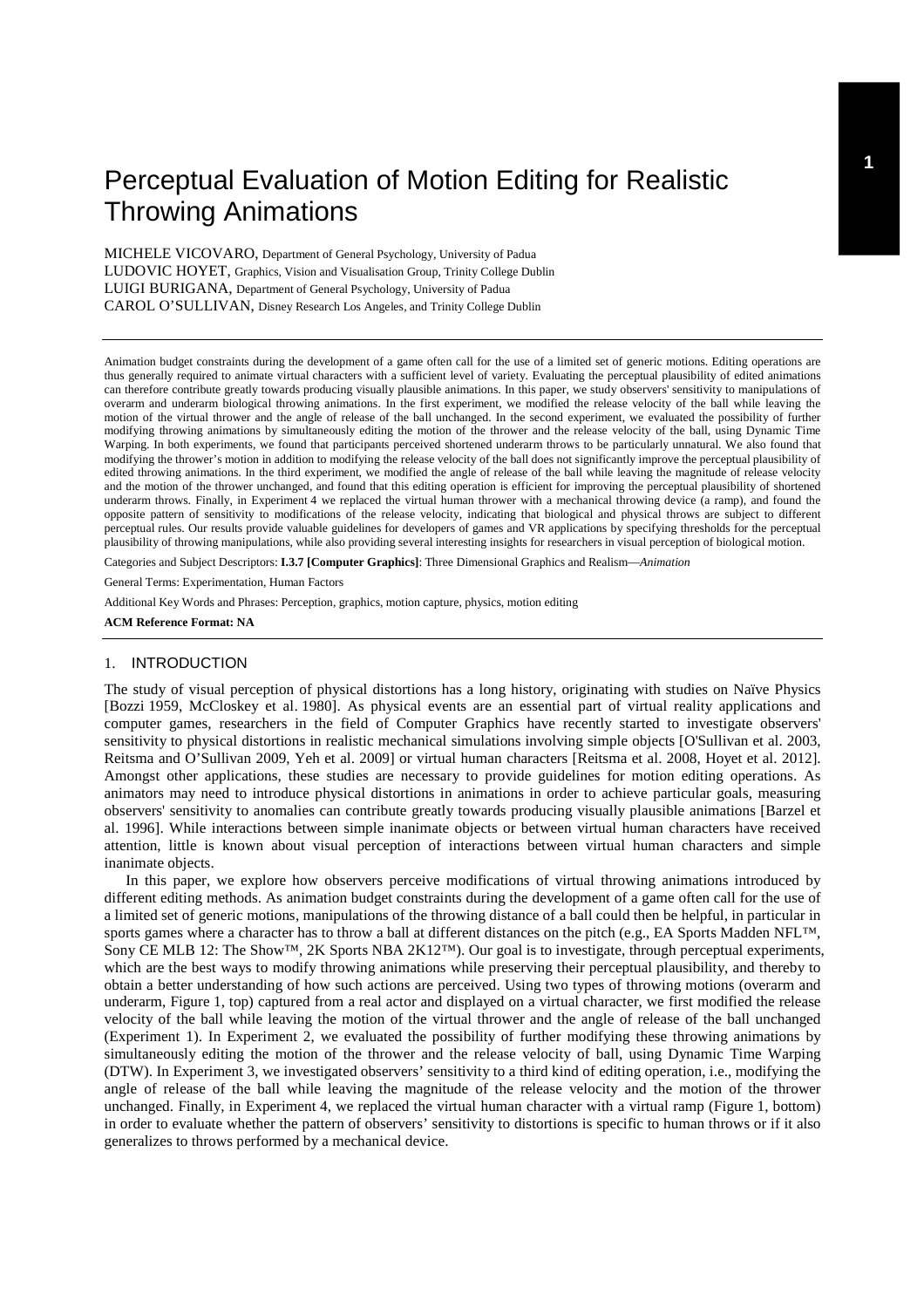# Perceptual Evaluation of Motion Editing for Realistic Throwing Animations

MICHELE VICOVARO, Department of General Psychology, University of Padua
LUDOVIC HOYET, Graphics, Vision and Visualisation Group, Trinity College Dublin
LUIGI BURIGANA, Department of General Psychology, University of Padua
CAROL O'SULLIVAN, Disney Research Los Angeles, and Trinity College Dublin

Animation budget constraints during the development of a game often call for the use of a limited set of generic motions. Editing operations are thus generally required to animate virtual characters with a sufficient level of variety. Evaluating the perceptual plausibility of edited animations can therefore contribute greatly towards producing visually plausible animations. In this paper, we study observers' sensitivity to manipulations of overarm and underarm biological throwing animations. In the first experiment, we modified the release velocity of the ball while leaving the motion of the virtual thrower and the angle of release of the ball unchanged. In the second experiment, we evaluated the possibility of further modifying throwing animations by simultaneously editing the motion of the thrower and the release velocity of the ball, using Dynamic Time Warping. In both experiments, we found that participants perceived shortened underarm throws to be particularly unnatural. We also found that modifying the thrower's motion in addition to modifying the release velocity of the ball does not significantly improve the perceptual plausibility of edited throwing animations. In the third experiment, we modified the angle of release of the ball while leaving the magnitude of release velocity and the motion of the thrower unchanged, and found that this editing operation is efficient for improving the perceptual plausibility of shortened underarm throws. Finally, in Experiment 4 we replaced the virtual human thrower with a mechanical throwing device (a ramp), and found the opposite pattern of sensitivity to modifications of the release velocity, indicating that biological and physical throws are subject to different perceptual rules. Our results provide valuable guidelines for developers of games and VR applications by specifying thresholds for the perceptual plausibility of throwing manipulations, while also providing several interesting insights for researchers in visual perception of biological motion.

Categories and Subject Descriptors: **I.3.7 [Computer Graphics]**: Three Dimensional Graphics and Realism—*Animation*

General Terms: Experimentation, Human Factors

Additional Key Words and Phrases: Perception, graphics, motion capture, physics, motion editing

**ACM Reference Format: NA**

## 1. INTRODUCTION

The study of visual perception of physical distortions has a long history, originating with studies on Naïve Physics [Bozzi 1959, McCloskey et al. 1980]. As physical events are an essential part of virtual reality applications and computer games, researchers in the field of Computer Graphics have recently started to investigate observers' sensitivity to physical distortions in realistic mechanical simulations involving simple objects [O'Sullivan et al. 2003, Reitsma and O'Sullivan 2009, Yeh et al. 2009] or virtual human characters [Reitsma et al. 2008, Hoyet et al. 2012]. Amongst other applications, these studies are necessary to provide guidelines for motion editing operations. As animators may need to introduce physical distortions in animations in order to achieve particular goals, measuring observers' sensitivity to anomalies can contribute greatly towards producing visually plausible animations [Barzel et al. 1996]. While interactions between simple inanimate objects or between virtual human characters have received attention, little is known about visual perception of interactions between virtual human characters and simple inanimate objects.

In this paper, we explore how observers perceive modifications of virtual throwing animations introduced by different editing methods. As animation budget constraints during the development of a game often call for the use of a limited set of generic motions, manipulations of the throwing distance of a ball could then be helpful, in particular in sports games where a character has to throw a ball at different distances on the pitch (e.g., EA Sports Madden NFL™, Sony CE MLB 12: The Show™, 2K Sports NBA 2K12™). Our goal is to investigate, through perceptual experiments, which are the best ways to modify throwing animations while preserving their perceptual plausibility, and thereby to obtain a better understanding of how such actions are perceived. Using two types of throwing motions (overarm and underarm, Figure 1, top) captured from a real actor and displayed on a virtual character, we first modified the release velocity of the ball while leaving the motion of the virtual thrower and the angle of release of the ball unchanged (Experiment 1). In Experiment 2, we evaluated the possibility of further modifying these throwing animations by simultaneously editing the motion of the thrower and the release velocity of ball, using Dynamic Time Warping (DTW). In Experiment 3, we investigated observers' sensitivity to a third kind of editing operation, i.e., modifying the angle of release of the ball while leaving the magnitude of the release velocity and the motion of the thrower unchanged. Finally, in Experiment 4, we replaced the virtual human character with a virtual ramp (Figure 1, bottom) in order to evaluate whether the pattern of observers' sensitivity to distortions is specific to human throws or if it also generalizes to throws performed by a mechanical device.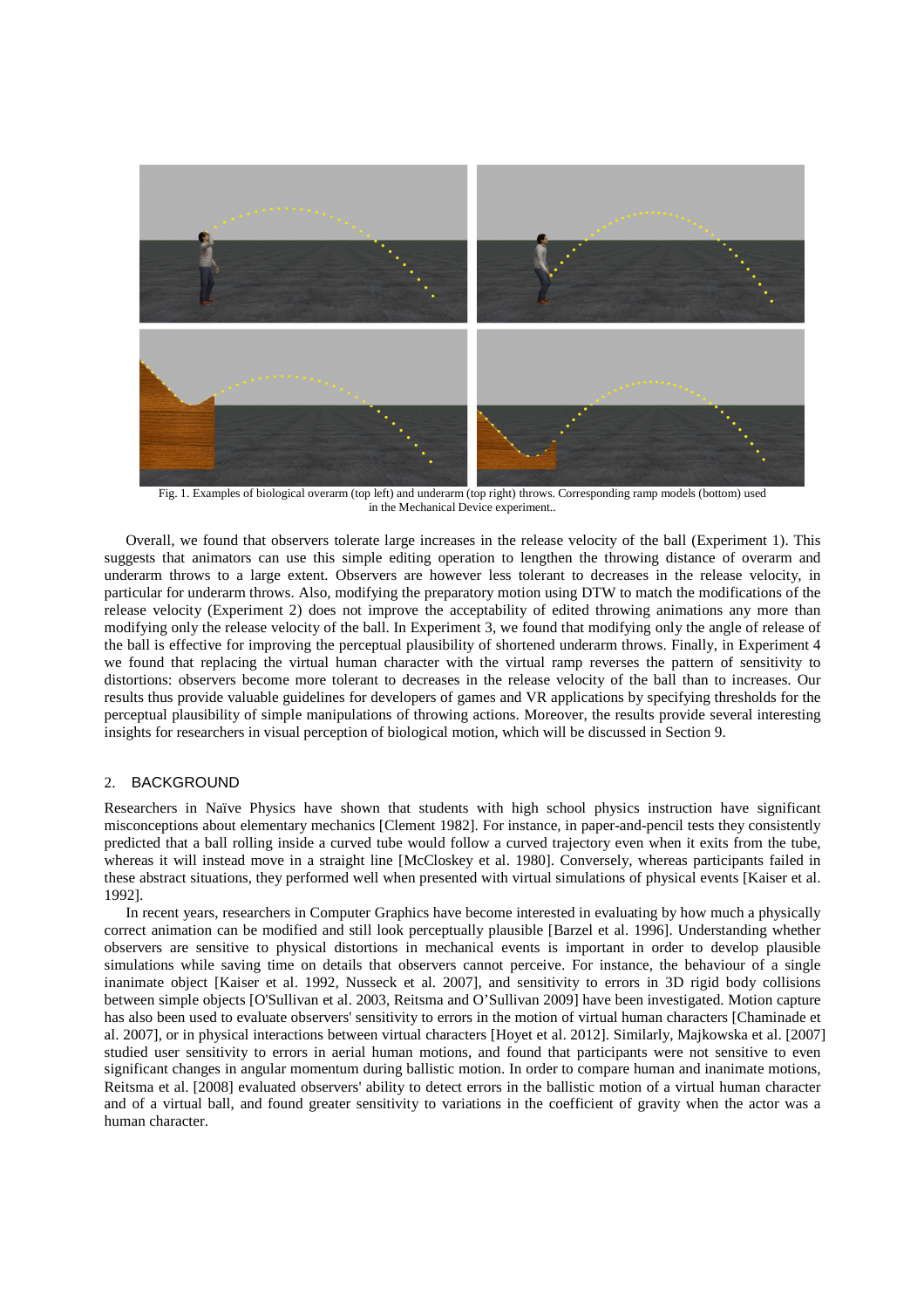Fig. 1. Examples of biological overarm (top left) and underarm (top right) throws. Corresponding ramp models (bottom) used in the Mechanical Device experiment..

Overall, we found that observers tolerate large increases in the release velocity of the ball (Experiment 1). This suggests that animators can use this simple editing operation to lengthen the throwing distance of overarm and underarm throws to a large extent. Observers are however less tolerant to decreases in the release velocity, in particular for underarm throws. Also, modifying the preparatory motion using DTW to match the modifications of the release velocity (Experiment 2) does not improve the acceptability of edited throwing animations any more than modifying only the release velocity of the ball. In Experiment 3, we found that modifying only the angle of release of the ball is effective for improving the perceptual plausibility of shortened underarm throws. Finally, in Experiment 4 we found that replacing the virtual human character with the virtual ramp reverses the pattern of sensitivity to distortions: observers become more tolerant to decreases in the release velocity of the ball than to increases. Our results thus provide valuable guidelines for developers of games and VR applications by specifying thresholds for the perceptual plausibility of simple manipulations of throwing actions. Moreover, the results provide several interesting insights for researchers in visual perception of biological motion, which will be discussed in Section 9.

## 2. BACKGROUND

Researchers in Naïve Physics have shown that students with high school physics instruction have significant misconceptions about elementary mechanics [Clement 1982]. For instance, in paper-and-pencil tests they consistently predicted that a ball rolling inside a curved tube would follow a curved trajectory even when it exits from the tube, whereas it will instead move in a straight line [McCloskey et al. 1980]. Conversely, whereas participants failed in these abstract situations, they performed well when presented with virtual simulations of physical events [Kaiser et al. 1992].

In recent years, researchers in Computer Graphics have become interested in evaluating by how much a physically correct animation can be modified and still look perceptually plausible [Barzel et al. 1996]. Understanding whether observers are sensitive to physical distortions in mechanical events is important in order to develop plausible simulations while saving time on details that observers cannot perceive. For instance, the behaviour of a single inanimate object [Kaiser et al. 1992, Nusseck et al. 2007], and sensitivity to errors in 3D rigid body collisions between simple objects [O'Sullivan et al. 2003, Reitsma and O'Sullivan 2009] have been investigated. Motion capture has also been used to evaluate observers' sensitivity to errors in the motion of virtual human characters [Chaminade et al. 2007], or in physical interactions between virtual characters [Hoyet et al. 2012]. Similarly, Majkowska et al. [2007] studied user sensitivity to errors in aerial human motions, and found that participants were not sensitive to even significant changes in angular momentum during ballistic motion. In order to compare human and inanimate motions, Reitsma et al. [2008] evaluated observers' ability to detect errors in the ballistic motion of a virtual human character and of a virtual ball, and found greater sensitivity to variations in the coefficient of gravity when the actor was a human character.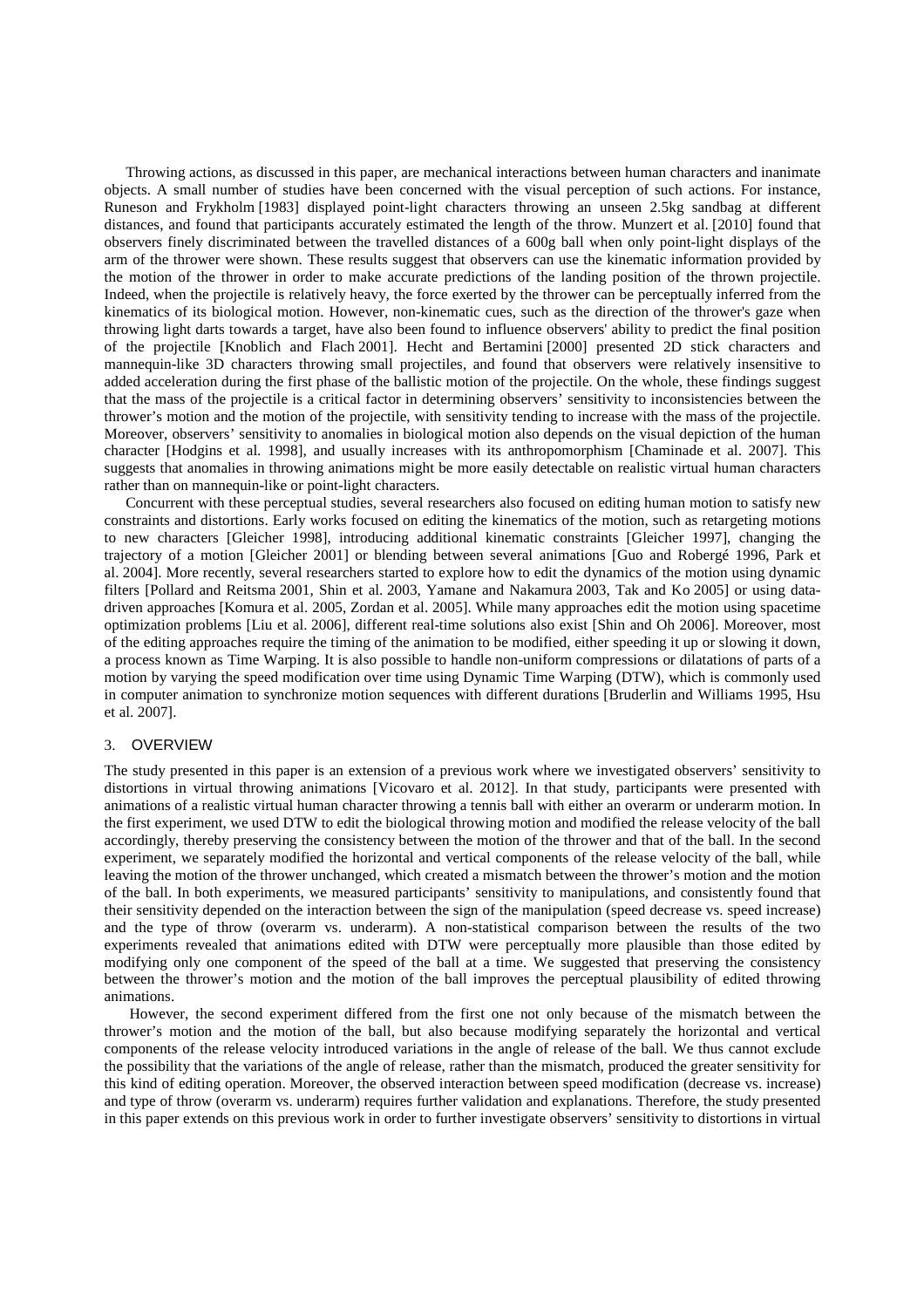Throwing actions, as discussed in this paper, are mechanical interactions between human characters and inanimate objects. A small number of studies have been concerned with the visual perception of such actions. For instance, Runeson and Frykholm [1983] displayed point-light characters throwing an unseen 2.5kg sandbag at different distances, and found that participants accurately estimated the length of the throw. Munzert et al. [2010] found that observers finely discriminated between the travelled distances of a 600g ball when only point-light displays of the arm of the thrower were shown. These results suggest that observers can use the kinematic information provided by the motion of the thrower in order to make accurate predictions of the landing position of the thrown projectile. Indeed, when the projectile is relatively heavy, the force exerted by the thrower can be perceptually inferred from the kinematics of its biological motion. However, non-kinematic cues, such as the direction of the thrower's gaze when throwing light darts towards a target, have also been found to influence observers' ability to predict the final position of the projectile [Knoblich and Flach 2001]. Hecht and Bertamini [2000] presented 2D stick characters and mannequin-like 3D characters throwing small projectiles, and found that observers were relatively insensitive to added acceleration during the first phase of the ballistic motion of the projectile. On the whole, these findings suggest that the mass of the projectile is a critical factor in determining observers' sensitivity to inconsistencies between the thrower's motion and the motion of the projectile, with sensitivity tending to increase with the mass of the projectile. Moreover, observers' sensitivity to anomalies in biological motion also depends on the visual depiction of the human character [Hodgins et al. 1998], and usually increases with its anthropomorphism [Chaminade et al. 2007]. This suggests that anomalies in throwing animations might be more easily detectable on realistic virtual human characters rather than on mannequin-like or point-light characters.

Concurrent with these perceptual studies, several researchers also focused on editing human motion to satisfy new constraints and distortions. Early works focused on editing the kinematics of the motion, such as retargeting motions to new characters [Gleicher 1998], introducing additional kinematic constraints [Gleicher 1997], changing the trajectory of a motion [Gleicher 2001] or blending between several animations [Guo and Robergé 1996, Park et al. 2004]. More recently, several researchers started to explore how to edit the dynamics of the motion using dynamic filters [Pollard and Reitsma 2001, Shin et al. 2003, Yamane and Nakamura 2003, Tak and Ko 2005] or using data-driven approaches [Komura et al. 2005, Zordan et al. 2005]. While many approaches edit the motion using spacetime optimization problems [Liu et al. 2006], different real-time solutions also exist [Shin and Oh 2006]. Moreover, most of the editing approaches require the timing of the animation to be modified, either speeding it up or slowing it down, a process known as Time Warping. It is also possible to handle non-uniform compressions or dilatations of parts of a motion by varying the speed modification over time using Dynamic Time Warping (DTW), which is commonly used in computer animation to synchronize motion sequences with different durations [Bruderlin and Williams 1995, Hsu et al. 2007].

## 3. OVERVIEW

The study presented in this paper is an extension of a previous work where we investigated observers' sensitivity to distortions in virtual throwing animations [Vicovaro et al. 2012]. In that study, participants were presented with animations of a realistic virtual human character throwing a tennis ball with either an overarm or underarm motion. In the first experiment, we used DTW to edit the biological throwing motion and modified the release velocity of the ball accordingly, thereby preserving the consistency between the motion of the thrower and that of the ball. In the second experiment, we separately modified the horizontal and vertical components of the release velocity of the ball, while leaving the motion of the thrower unchanged, which created a mismatch between the thrower's motion and the motion of the ball. In both experiments, we measured participants' sensitivity to manipulations, and consistently found that their sensitivity depended on the interaction between the sign of the manipulation (speed decrease vs. speed increase) and the type of throw (overarm vs. underarm). A non-statistical comparison between the results of the two experiments revealed that animations edited with DTW were perceptually more plausible than those edited by modifying only one component of the speed of the ball at a time. We suggested that preserving the consistency between the thrower's motion and the motion of the ball improves the perceptual plausibility of edited throwing animations.

However, the second experiment differed from the first one not only because of the mismatch between the thrower's motion and the motion of the ball, but also because modifying separately the horizontal and vertical components of the release velocity introduced variations in the angle of release of the ball. We thus cannot exclude the possibility that the variations of the angle of release, rather than the mismatch, produced the greater sensitivity for this kind of editing operation. Moreover, the observed interaction between speed modification (decrease vs. increase) and type of throw (overarm vs. underarm) requires further validation and explanations. Therefore, the study presented in this paper extends on this previous work in order to further investigate observers' sensitivity to distortions in virtual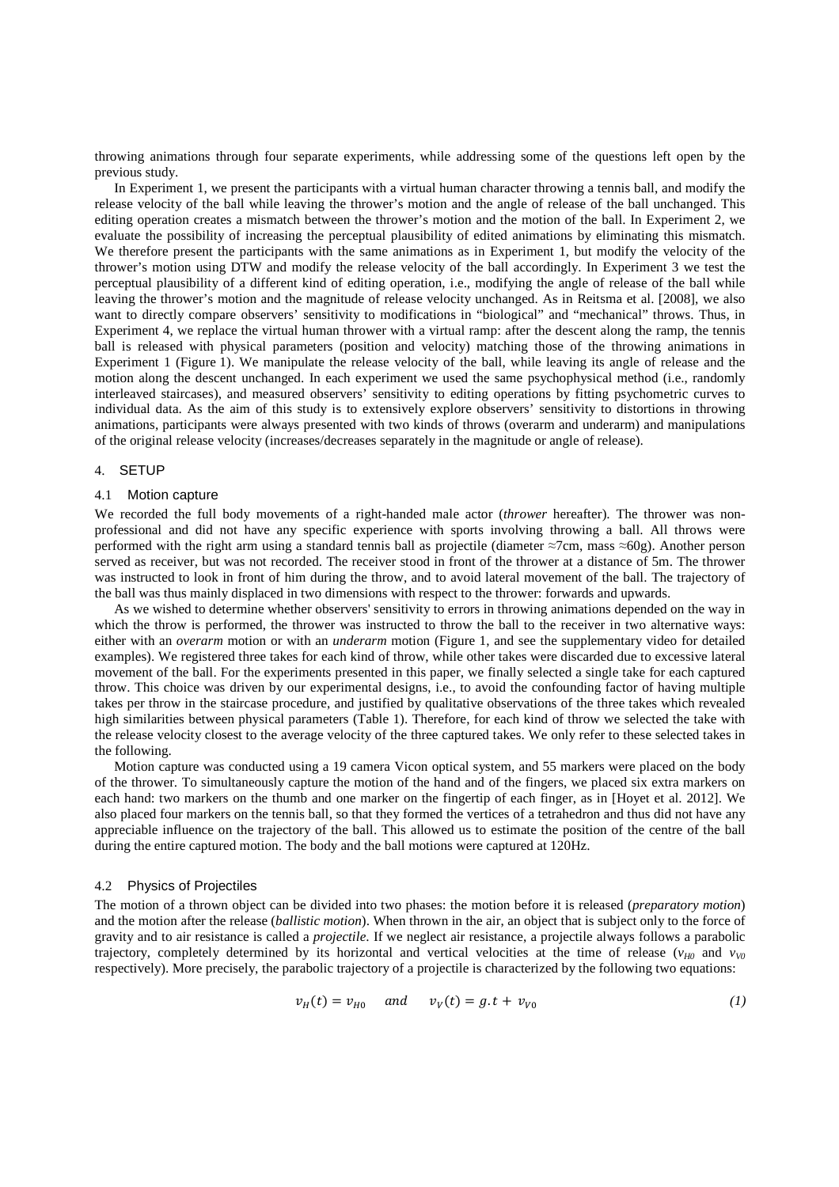throwing animations through four separate experiments, while addressing some of the questions left open by the previous study.

In Experiment 1, we present the participants with a virtual human character throwing a tennis ball, and modify the release velocity of the ball while leaving the thrower's motion and the angle of release of the ball unchanged. This editing operation creates a mismatch between the thrower's motion and the motion of the ball. In Experiment 2, we evaluate the possibility of increasing the perceptual plausibility of edited animations by eliminating this mismatch. We therefore present the participants with the same animations as in Experiment 1, but modify the velocity of the thrower's motion using DTW and modify the release velocity of the ball accordingly. In Experiment 3 we test the perceptual plausibility of a different kind of editing operation, i.e., modifying the angle of release of the ball while leaving the thrower's motion and the magnitude of release velocity unchanged. As in Reitsma et al. [2008], we also want to directly compare observers' sensitivity to modifications in "biological" and "mechanical" throws. Thus, in Experiment 4, we replace the virtual human thrower with a virtual ramp: after the descent along the ramp, the tennis ball is released with physical parameters (position and velocity) matching those of the throwing animations in Experiment 1 (Figure 1). We manipulate the release velocity of the ball, while leaving its angle of release and the motion along the descent unchanged. In each experiment we used the same psychophysical method (i.e., randomly interleaved staircases), and measured observers' sensitivity to editing operations by fitting psychometric curves to individual data. As the aim of this study is to extensively explore observers' sensitivity to distortions in throwing animations, participants were always presented with two kinds of throws (overarm and underarm) and manipulations of the original release velocity (increases/decreases separately in the magnitude or angle of release).

## 4. SETUP

### 4.1 Motion capture

We recorded the full body movements of a right-handed male actor (*thrower* hereafter). The thrower was non-professional and did not have any specific experience with sports involving throwing a ball. All throws were performed with the right arm using a standard tennis ball as projectile (diameter ≈7cm, mass ≈60g). Another person served as receiver, but was not recorded. The receiver stood in front of the thrower at a distance of 5m. The thrower was instructed to look in front of him during the throw, and to avoid lateral movement of the ball. The trajectory of the ball was thus mainly displaced in two dimensions with respect to the thrower: forwards and upwards.

As we wished to determine whether observers' sensitivity to errors in throwing animations depended on the way in which the throw is performed, the thrower was instructed to throw the ball to the receiver in two alternative ways: either with an *overarm* motion or with an *underarm* motion (Figure 1, and see the supplementary video for detailed examples). We registered three takes for each kind of throw, while other takes were discarded due to excessive lateral movement of the ball. For the experiments presented in this paper, we finally selected a single take for each captured throw. This choice was driven by our experimental designs, i.e., to avoid the confounding factor of having multiple takes per throw in the staircase procedure, and justified by qualitative observations of the three takes which revealed high similarities between physical parameters (Table 1). Therefore, for each kind of throw we selected the take with the release velocity closest to the average velocity of the three captured takes. We only refer to these selected takes in the following.

Motion capture was conducted using a 19 camera Vicon optical system, and 55 markers were placed on the body of the thrower. To simultaneously capture the motion of the hand and of the fingers, we placed six extra markers on each hand: two markers on the thumb and one marker on the fingertip of each finger, as in [Hoyet et al. 2012]. We also placed four markers on the tennis ball, so that they formed the vertices of a tetrahedron and thus did not have any appreciable influence on the trajectory of the ball. This allowed us to estimate the position of the centre of the ball during the entire captured motion. The body and the ball motions were captured at 120Hz.

### 4.2 Physics of Projectiles

The motion of a thrown object can be divided into two phases: the motion before it is released (*preparatory motion*) and the motion after the release (*ballistic motion*). When thrown in the air, an object that is subject only to the force of gravity and to air resistance is called a *projectile*. If we neglect air resistance, a projectile always follows a parabolic trajectory, completely determined by its horizontal and vertical velocities at the time of release ($v_{H0}$ and $v_{V0}$ respectively). More precisely, the parabolic trajectory of a projectile is characterized by the following two equations:

$$v_H(t) = v_{H0} \quad and \quad v_V(t) = g.t + v_{V0} \tag{1}$$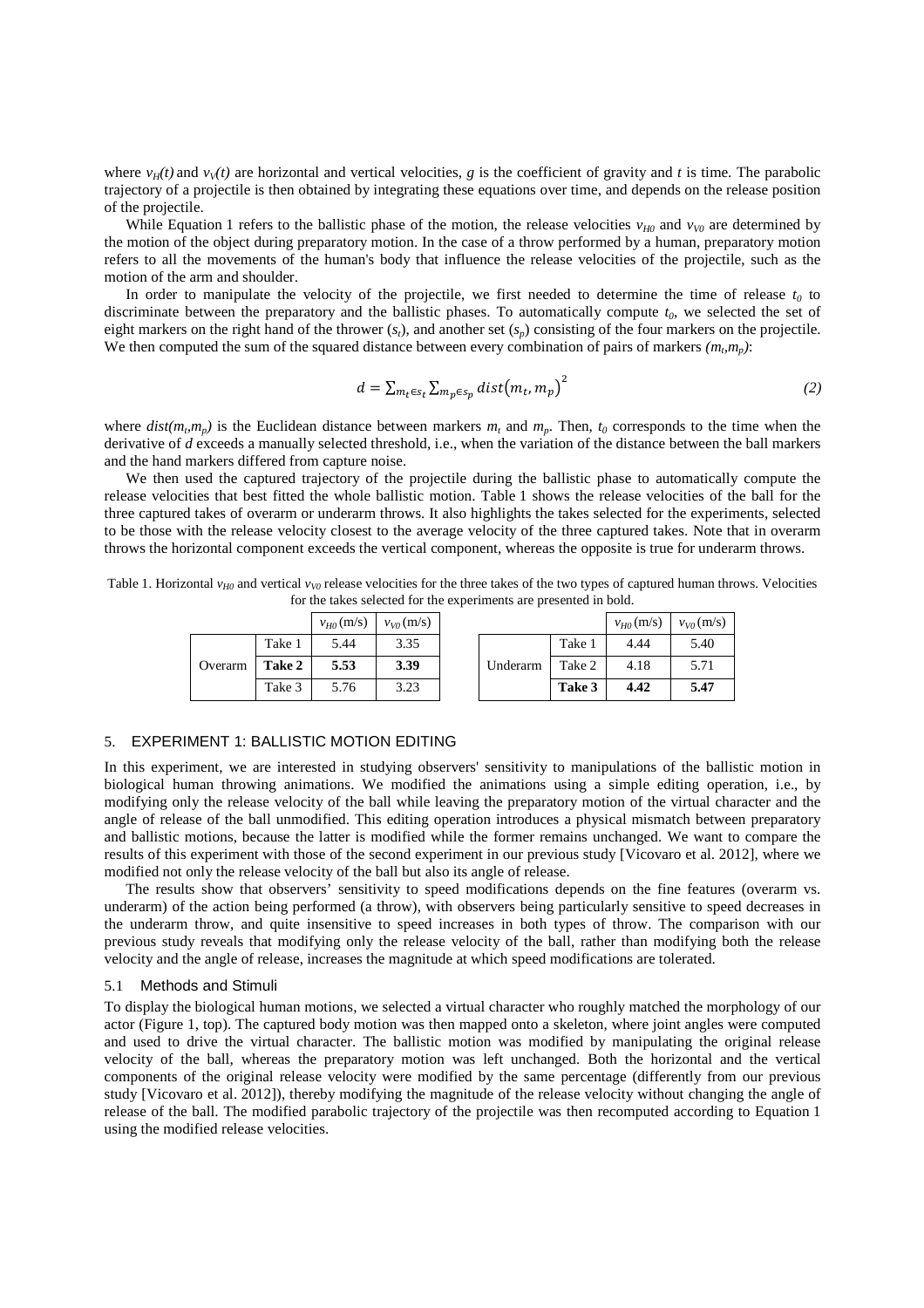where $v_H(t)$ and $v_V(t)$ are horizontal and vertical velocities, $g$ is the coefficient of gravity and $t$ is time. The parabolic trajectory of a projectile is then obtained by integrating these equations over time, and depends on the release position of the projectile.

While Equation 1 refers to the ballistic phase of the motion, the release velocities $v_{H0}$ and $v_{V0}$ are determined by the motion of the object during preparatory motion. In the case of a throw performed by a human, preparatory motion refers to all the movements of the human's body that influence the release velocities of the projectile, such as the motion of the arm and shoulder.

In order to manipulate the velocity of the projectile, we first needed to determine the time of release $t_0$ to discriminate between the preparatory and the ballistic phases. To automatically compute $t_0$, we selected the set of eight markers on the right hand of the thrower ($s_t$), and another set ($s_p$) consisting of the four markers on the projectile. We then computed the sum of the squared distance between every combination of pairs of markers $(m_t,m_p)$:

$$d = \sum_{m_t \in s_t} \sum_{m_p \in s_p} dist(m_t, m_p)^2 \tag{2}$$

where $dist(m_t,m_p)$ is the Euclidean distance between markers $m_t$ and $m_p$. Then, $t_0$ corresponds to the time when the derivative of $d$ exceeds a manually selected threshold, i.e., when the variation of the distance between the ball markers and the hand markers differed from capture noise.

We then used the captured trajectory of the projectile during the ballistic phase to automatically compute the release velocities that best fitted the whole ballistic motion. Table 1 shows the release velocities of the ball for the three captured takes of overarm or underarm throws. It also highlights the takes selected for the experiments, selected to be those with the release velocity closest to the average velocity of the three captured takes. Note that in overarm throws the horizontal component exceeds the vertical component, whereas the opposite is true for underarm throws.

Table 1. Horizontal $v_{H0}$ and vertical $v_{V0}$ release velocities for the three takes of the two types of captured human throws. Velocities for the takes selected for the experiments are presented in bold.

| | | $v_{H0}$ (m/s) | $v_{V0}$ (m/s) |
|---|---|---|---|
| Overarm | Take 1 | 5.44 | 3.35 |
| | **Take 2** | **5.53** | **3.39** |
| | Take 3 | 5.76 | 3.23 |

| | | $v_{H0}$ (m/s) | $v_{V0}$ (m/s) |
|---|---|---|---|
| Underarm | Take 1 | 4.44 | 5.40 |
| | Take 2 | 4.18 | 5.71 |
| | **Take 3** | **4.42** | **5.47** |

## 5. EXPERIMENT 1: BALLISTIC MOTION EDITING

In this experiment, we are interested in studying observers' sensitivity to manipulations of the ballistic motion in biological human throwing animations. We modified the animations using a simple editing operation, i.e., by modifying only the release velocity of the ball while leaving the preparatory motion of the virtual character and the angle of release of the ball unmodified. This editing operation introduces a physical mismatch between preparatory and ballistic motions, because the latter is modified while the former remains unchanged. We want to compare the results of this experiment with those of the second experiment in our previous study [Vicovaro et al. 2012], where we modified not only the release velocity of the ball but also its angle of release.

The results show that observers' sensitivity to speed modifications depends on the fine features (overarm vs. underarm) of the action being performed (a throw), with observers being particularly sensitive to speed decreases in the underarm throw, and quite insensitive to speed increases in both types of throw. The comparison with our previous study reveals that modifying only the release velocity of the ball, rather than modifying both the release velocity and the angle of release, increases the magnitude at which speed modifications are tolerated.

### 5.1 Methods and Stimuli

To display the biological human motions, we selected a virtual character who roughly matched the morphology of our actor (Figure 1, top). The captured body motion was then mapped onto a skeleton, where joint angles were computed and used to drive the virtual character. The ballistic motion was modified by manipulating the original release velocity of the ball, whereas the preparatory motion was left unchanged. Both the horizontal and the vertical components of the original release velocity were modified by the same percentage (differently from our previous study [Vicovaro et al. 2012]), thereby modifying the magnitude of the release velocity without changing the angle of release of the ball. The modified parabolic trajectory of the projectile was then recomputed according to Equation 1 using the modified release velocities.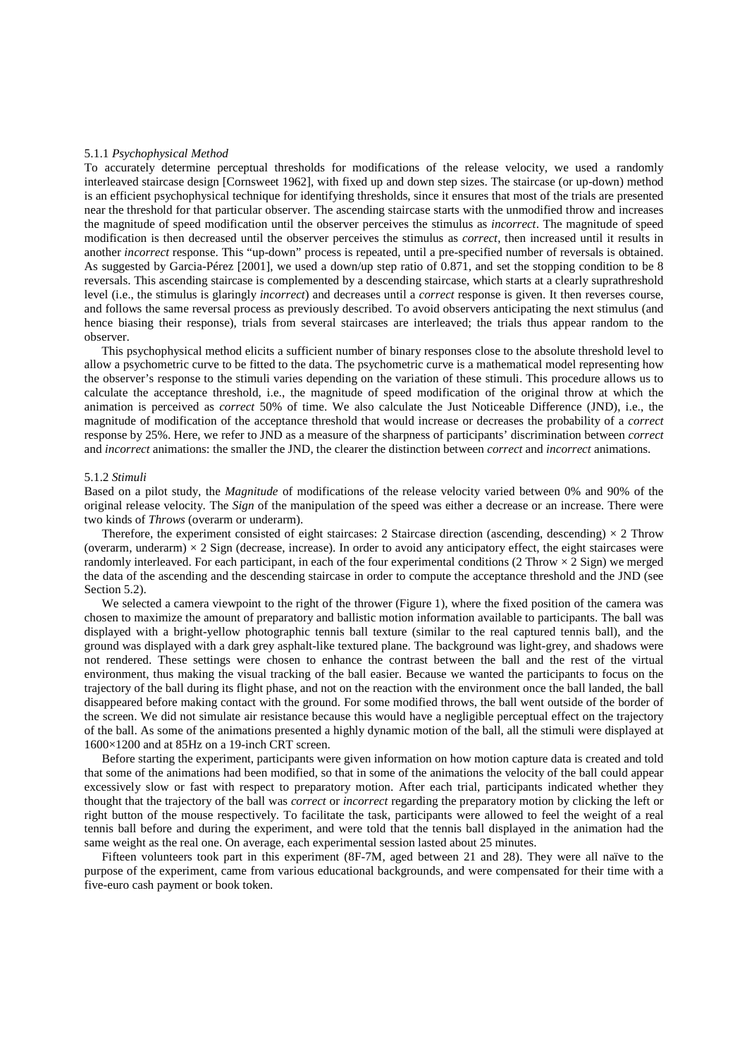### 5.1.1 *Psychophysical Method*

To accurately determine perceptual thresholds for modifications of the release velocity, we used a randomly interleaved staircase design [Cornsweet 1962], with fixed up and down step sizes. The staircase (or up-down) method is an efficient psychophysical technique for identifying thresholds, since it ensures that most of the trials are presented near the threshold for that particular observer. The ascending staircase starts with the unmodified throw and increases the magnitude of speed modification until the observer perceives the stimulus as *incorrect*. The magnitude of speed modification is then decreased until the observer perceives the stimulus as *correct*, then increased until it results in another *incorrect* response. This "up-down" process is repeated, until a pre-specified number of reversals is obtained. As suggested by Garcia-Pérez [2001], we used a down/up step ratio of 0.871, and set the stopping condition to be 8 reversals. This ascending staircase is complemented by a descending staircase, which starts at a clearly suprathreshold level (i.e., the stimulus is glaringly *incorrect*) and decreases until a *correct* response is given. It then reverses course, and follows the same reversal process as previously described. To avoid observers anticipating the next stimulus (and hence biasing their response), trials from several staircases are interleaved; the trials thus appear random to the observer.

This psychophysical method elicits a sufficient number of binary responses close to the absolute threshold level to allow a psychometric curve to be fitted to the data. The psychometric curve is a mathematical model representing how the observer's response to the stimuli varies depending on the variation of these stimuli. This procedure allows us to calculate the acceptance threshold, i.e., the magnitude of speed modification of the original throw at which the animation is perceived as *correct* 50% of time. We also calculate the Just Noticeable Difference (JND), i.e., the magnitude of modification of the acceptance threshold that would increase or decreases the probability of a *correct* response by 25%. Here, we refer to JND as a measure of the sharpness of participants' discrimination between *correct* and *incorrect* animations: the smaller the JND, the clearer the distinction between *correct* and *incorrect* animations.

### 5.1.2 *Stimuli*

Based on a pilot study, the *Magnitude* of modifications of the release velocity varied between 0% and 90% of the original release velocity. The *Sign* of the manipulation of the speed was either a decrease or an increase. There were two kinds of *Throws* (overarm or underarm).

Therefore, the experiment consisted of eight staircases: 2 Staircase direction (ascending, descending) × 2 Throw (overarm, underarm) × 2 Sign (decrease, increase). In order to avoid any anticipatory effect, the eight staircases were randomly interleaved. For each participant, in each of the four experimental conditions (2 Throw × 2 Sign) we merged the data of the ascending and the descending staircase in order to compute the acceptance threshold and the JND (see Section 5.2).

We selected a camera viewpoint to the right of the thrower (Figure 1), where the fixed position of the camera was chosen to maximize the amount of preparatory and ballistic motion information available to participants. The ball was displayed with a bright-yellow photographic tennis ball texture (similar to the real captured tennis ball), and the ground was displayed with a dark grey asphalt-like textured plane. The background was light-grey, and shadows were not rendered. These settings were chosen to enhance the contrast between the ball and the rest of the virtual environment, thus making the visual tracking of the ball easier. Because we wanted the participants to focus on the trajectory of the ball during its flight phase, and not on the reaction with the environment once the ball landed, the ball disappeared before making contact with the ground. For some modified throws, the ball went outside of the border of the screen. We did not simulate air resistance because this would have a negligible perceptual effect on the trajectory of the ball. As some of the animations presented a highly dynamic motion of the ball, all the stimuli were displayed at 1600×1200 and at 85Hz on a 19-inch CRT screen.

Before starting the experiment, participants were given information on how motion capture data is created and told that some of the animations had been modified, so that in some of the animations the velocity of the ball could appear excessively slow or fast with respect to preparatory motion. After each trial, participants indicated whether they thought that the trajectory of the ball was *correct* or *incorrect* regarding the preparatory motion by clicking the left or right button of the mouse respectively. To facilitate the task, participants were allowed to feel the weight of a real tennis ball before and during the experiment, and were told that the tennis ball displayed in the animation had the same weight as the real one. On average, each experimental session lasted about 25 minutes.

Fifteen volunteers took part in this experiment (8F-7M, aged between 21 and 28). They were all naïve to the purpose of the experiment, came from various educational backgrounds, and were compensated for their time with a five-euro cash payment or book token.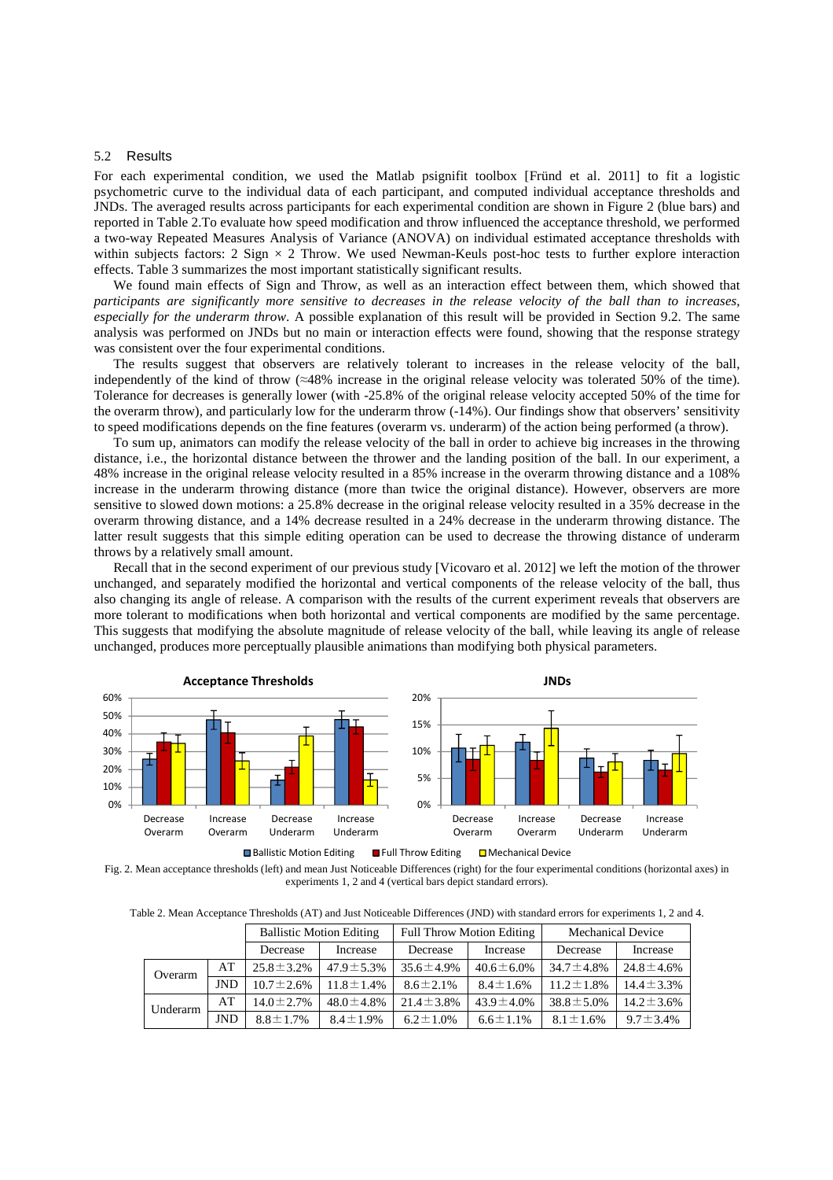## 5.2 Results

For each experimental condition, we used the Matlab psignifit toolbox [Fründ et al. 2011] to fit a logistic psychometric curve to the individual data of each participant, and computed individual acceptance thresholds and JNDs. The averaged results across participants for each experimental condition are shown in Figure 2 (blue bars) and reported in Table 2.To evaluate how speed modification and throw influenced the acceptance threshold, we performed a two-way Repeated Measures Analysis of Variance (ANOVA) on individual estimated acceptance thresholds with within subjects factors: 2 Sign × 2 Throw. We used Newman-Keuls post-hoc tests to further explore interaction effects. Table 3 summarizes the most important statistically significant results.

We found main effects of Sign and Throw, as well as an interaction effect between them, which showed that *participants are significantly more sensitive to decreases in the release velocity of the ball than to increases, especially for the underarm throw*. A possible explanation of this result will be provided in Section 9.2. The same analysis was performed on JNDs but no main or interaction effects were found, showing that the response strategy was consistent over the four experimental conditions.

The results suggest that observers are relatively tolerant to increases in the release velocity of the ball, independently of the kind of throw (≈48% increase in the original release velocity was tolerated 50% of the time). Tolerance for decreases is generally lower (with -25.8% of the original release velocity accepted 50% of the time for the overarm throw), and particularly low for the underarm throw (-14%). Our findings show that observers' sensitivity to speed modifications depends on the fine features (overarm vs. underarm) of the action being performed (a throw).

To sum up, animators can modify the release velocity of the ball in order to achieve big increases in the throwing distance, i.e., the horizontal distance between the thrower and the landing position of the ball. In our experiment, a 48% increase in the original release velocity resulted in a 85% increase in the overarm throwing distance and a 108% increase in the underarm throwing distance (more than twice the original distance). However, observers are more sensitive to slowed down motions: a 25.8% decrease in the original release velocity resulted in a 35% decrease in the overarm throwing distance, and a 14% decrease resulted in a 24% decrease in the underarm throwing distance. The latter result suggests that this simple editing operation can be used to decrease the throwing distance of underarm throws by a relatively small amount.

Recall that in the second experiment of our previous study [Vicovaro et al. 2012] we left the motion of the thrower unchanged, and separately modified the horizontal and vertical components of the release velocity of the ball, thus also changing its angle of release. A comparison with the results of the current experiment reveals that observers are more tolerant to modifications when both horizontal and vertical components are modified by the same percentage. This suggests that modifying the absolute magnitude of release velocity of the ball, while leaving its angle of release unchanged, produces more perceptually plausible animations than modifying both physical parameters.

Fig. 2. Mean acceptance thresholds (left) and mean Just Noticeable Differences (right) for the four experimental conditions (horizontal axes) in experiments 1, 2 and 4 (vertical bars depict standard errors).

Table 2. Mean Acceptance Thresholds (AT) and Just Noticeable Differences (JND) with standard errors for experiments 1, 2 and 4.

| | | Ballistic Motion Editing | | Full Throw Motion Editing | | Mechanical Device | |
|---|---|---|---|---|---|---|---|
| | | Decrease | Increase | Decrease | Increase | Decrease | Increase |
| Overarm | AT | 25.8±3.2% | 47.9±5.3% | 35.6±4.9% | 40.6±6.0% | 34.7±4.8% | 24.8±4.6% |
| | JND | 10.7±2.6% | 11.8±1.4% | 8.6±2.1% | 8.4±1.6% | 11.2±1.8% | 14.4±3.3% |
| Underarm | AT | 14.0±2.7% | 48.0±4.8% | 21.4±3.8% | 43.9±4.0% | 38.8±5.0% | 14.2±3.6% |
| | JND | 8.8±1.7% | 8.4±1.9% | 6.2±1.0% | 6.6±1.1% | 8.1±1.6% | 9.7±3.4% |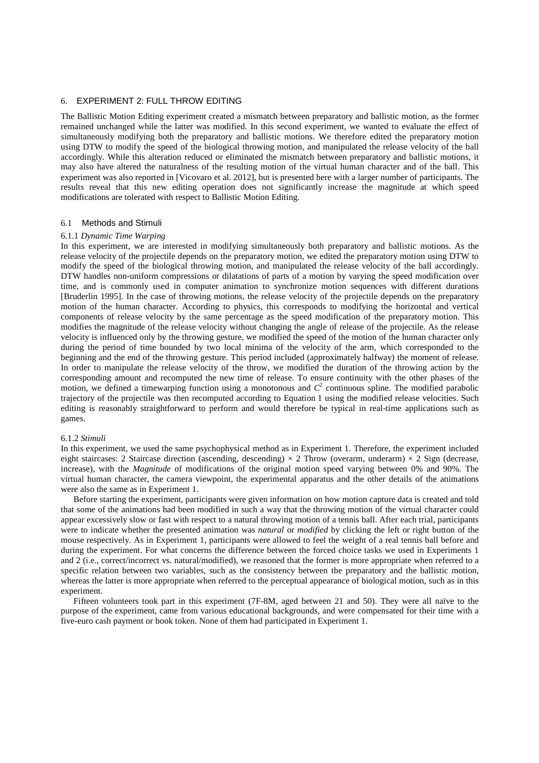## 6. EXPERIMENT 2: FULL THROW EDITING

The Ballistic Motion Editing experiment created a mismatch between preparatory and ballistic motion, as the former remained unchanged while the latter was modified. In this second experiment, we wanted to evaluate the effect of simultaneously modifying both the preparatory and ballistic motions. We therefore edited the preparatory motion using DTW to modify the speed of the biological throwing motion, and manipulated the release velocity of the ball accordingly. While this alteration reduced or eliminated the mismatch between preparatory and ballistic motions, it may also have altered the naturalness of the resulting motion of the virtual human character and of the ball. This experiment was also reported in [Vicovaro et al. 2012], but is presented here with a larger number of participants. The results reveal that this new editing operation does not significantly increase the magnitude at which speed modifications are tolerated with respect to Ballistic Motion Editing.

### 6.1 Methods and Stimuli

#### 6.1.1 *Dynamic Time Warping*

In this experiment, we are interested in modifying simultaneously both preparatory and ballistic motions. As the release velocity of the projectile depends on the preparatory motion, we edited the preparatory motion using DTW to modify the speed of the biological throwing motion, and manipulated the release velocity of the ball accordingly. DTW handles non-uniform compressions or dilatations of parts of a motion by varying the speed modification over time, and is commonly used in computer animation to synchronize motion sequences with different durations [Bruderlin 1995]. In the case of throwing motions, the release velocity of the projectile depends on the preparatory motion of the human character. According to physics, this corresponds to modifying the horizontal and vertical components of release velocity by the same percentage as the speed modification of the preparatory motion. This modifies the magnitude of the release velocity without changing the angle of release of the projectile. As the release velocity is influenced only by the throwing gesture, we modified the speed of the motion of the human character only during the period of time bounded by two local minima of the velocity of the arm, which corresponded to the beginning and the end of the throwing gesture. This period included (approximately halfway) the moment of release. In order to manipulate the release velocity of the throw, we modified the duration of the throwing action by the corresponding amount and recomputed the new time of release. To ensure continuity with the other phases of the motion, we defined a timewarping function using a monotonous and $C^2$ continuous spline. The modified parabolic trajectory of the projectile was then recomputed according to Equation 1 using the modified release velocities. Such editing is reasonably straightforward to perform and would therefore be typical in real-time applications such as games.

#### 6.1.2 *Stimuli*

In this experiment, we used the same psychophysical method as in Experiment 1. Therefore, the experiment included eight staircases: 2 Staircase direction (ascending, descending) × 2 Throw (overarm, underarm) × 2 Sign (decrease, increase), with the *Magnitude* of modifications of the original motion speed varying between 0% and 90%. The virtual human character, the camera viewpoint, the experimental apparatus and the other details of the animations were also the same as in Experiment 1.

Before starting the experiment, participants were given information on how motion capture data is created and told that some of the animations had been modified in such a way that the throwing motion of the virtual character could appear excessively slow or fast with respect to a natural throwing motion of a tennis ball. After each trial, participants were to indicate whether the presented animation was *natural* or *modified* by clicking the left or right button of the mouse respectively. As in Experiment 1, participants were allowed to feel the weight of a real tennis ball before and during the experiment. For what concerns the difference between the forced choice tasks we used in Experiments 1 and 2 (i.e., correct/incorrect vs. natural/modified), we reasoned that the former is more appropriate when referred to a specific relation between two variables, such as the consistency between the preparatory and the ballistic motion, whereas the latter is more appropriate when referred to the perceptual appearance of biological motion, such as in this experiment.

Fifteen volunteers took part in this experiment (7F-8M, aged between 21 and 50). They were all naïve to the purpose of the experiment, came from various educational backgrounds, and were compensated for their time with a five-euro cash payment or book token. None of them had participated in Experiment 1.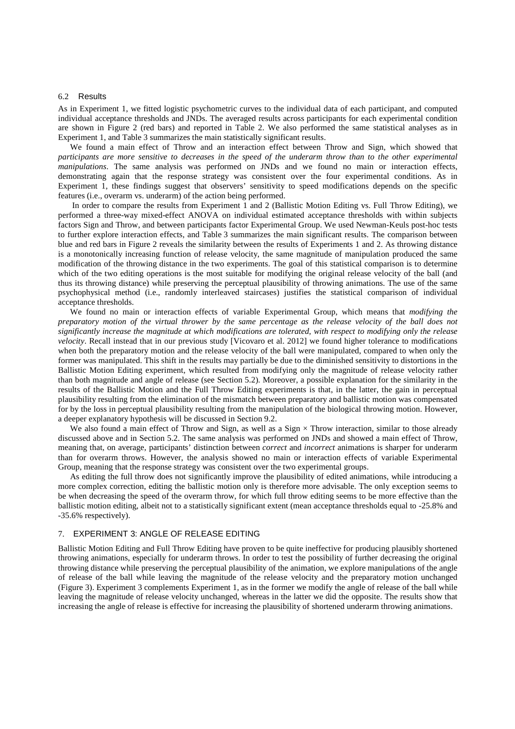### 6.2 Results

As in Experiment 1, we fitted logistic psychometric curves to the individual data of each participant, and computed individual acceptance thresholds and JNDs. The averaged results across participants for each experimental condition are shown in Figure 2 (red bars) and reported in Table 2. We also performed the same statistical analyses as in Experiment 1, and Table 3 summarizes the main statistically significant results.

We found a main effect of Throw and an interaction effect between Throw and Sign, which showed that *participants are more sensitive to decreases in the speed of the underarm throw than to the other experimental manipulations*. The same analysis was performed on JNDs and we found no main or interaction effects, demonstrating again that the response strategy was consistent over the four experimental conditions. As in Experiment 1, these findings suggest that observers' sensitivity to speed modifications depends on the specific features (i.e., overarm vs. underarm) of the action being performed.

In order to compare the results from Experiment 1 and 2 (Ballistic Motion Editing vs. Full Throw Editing), we performed a three-way mixed-effect ANOVA on individual estimated acceptance thresholds with within subjects factors Sign and Throw, and between participants factor Experimental Group. We used Newman-Keuls post-hoc tests to further explore interaction effects, and Table 3 summarizes the main significant results. The comparison between blue and red bars in Figure 2 reveals the similarity between the results of Experiments 1 and 2. As throwing distance is a monotonically increasing function of release velocity, the same magnitude of manipulation produced the same modification of the throwing distance in the two experiments. The goal of this statistical comparison is to determine which of the two editing operations is the most suitable for modifying the original release velocity of the ball (and thus its throwing distance) while preserving the perceptual plausibility of throwing animations. The use of the same psychophysical method (i.e., randomly interleaved staircases) justifies the statistical comparison of individual acceptance thresholds.

We found no main or interaction effects of variable Experimental Group, which means that *modifying the preparatory motion of the virtual thrower by the same percentage as the release velocity of the ball does not significantly increase the magnitude at which modifications are tolerated, with respect to modifying only the release velocity*. Recall instead that in our previous study [Vicovaro et al. 2012] we found higher tolerance to modifications when both the preparatory motion and the release velocity of the ball were manipulated, compared to when only the former was manipulated. This shift in the results may partially be due to the diminished sensitivity to distortions in the Ballistic Motion Editing experiment, which resulted from modifying only the magnitude of release velocity rather than both magnitude and angle of release (see Section 5.2). Moreover, a possible explanation for the similarity in the results of the Ballistic Motion and the Full Throw Editing experiments is that, in the latter, the gain in perceptual plausibility resulting from the elimination of the mismatch between preparatory and ballistic motion was compensated for by the loss in perceptual plausibility resulting from the manipulation of the biological throwing motion. However, a deeper explanatory hypothesis will be discussed in Section 9.2.

We also found a main effect of Throw and Sign, as well as a Sign × Throw interaction, similar to those already discussed above and in Section 5.2. The same analysis was performed on JNDs and showed a main effect of Throw, meaning that, on average, participants' distinction between *correct* and *incorrect* animations is sharper for underarm than for overarm throws. However, the analysis showed no main or interaction effects of variable Experimental Group, meaning that the response strategy was consistent over the two experimental groups.

As editing the full throw does not significantly improve the plausibility of edited animations, while introducing a more complex correction, editing the ballistic motion only is therefore more advisable. The only exception seems to be when decreasing the speed of the overarm throw, for which full throw editing seems to be more effective than the ballistic motion editing, albeit not to a statistically significant extent (mean acceptance thresholds equal to -25.8% and -35.6% respectively).

## 7. EXPERIMENT 3: ANGLE OF RELEASE EDITING

Ballistic Motion Editing and Full Throw Editing have proven to be quite ineffective for producing plausibly shortened throwing animations, especially for underarm throws. In order to test the possibility of further decreasing the original throwing distance while preserving the perceptual plausibility of the animation, we explore manipulations of the angle of release of the ball while leaving the magnitude of the release velocity and the preparatory motion unchanged (Figure 3). Experiment 3 complements Experiment 1, as in the former we modify the angle of release of the ball while leaving the magnitude of release velocity unchanged, whereas in the latter we did the opposite. The results show that increasing the angle of release is effective for increasing the plausibility of shortened underarm throwing animations.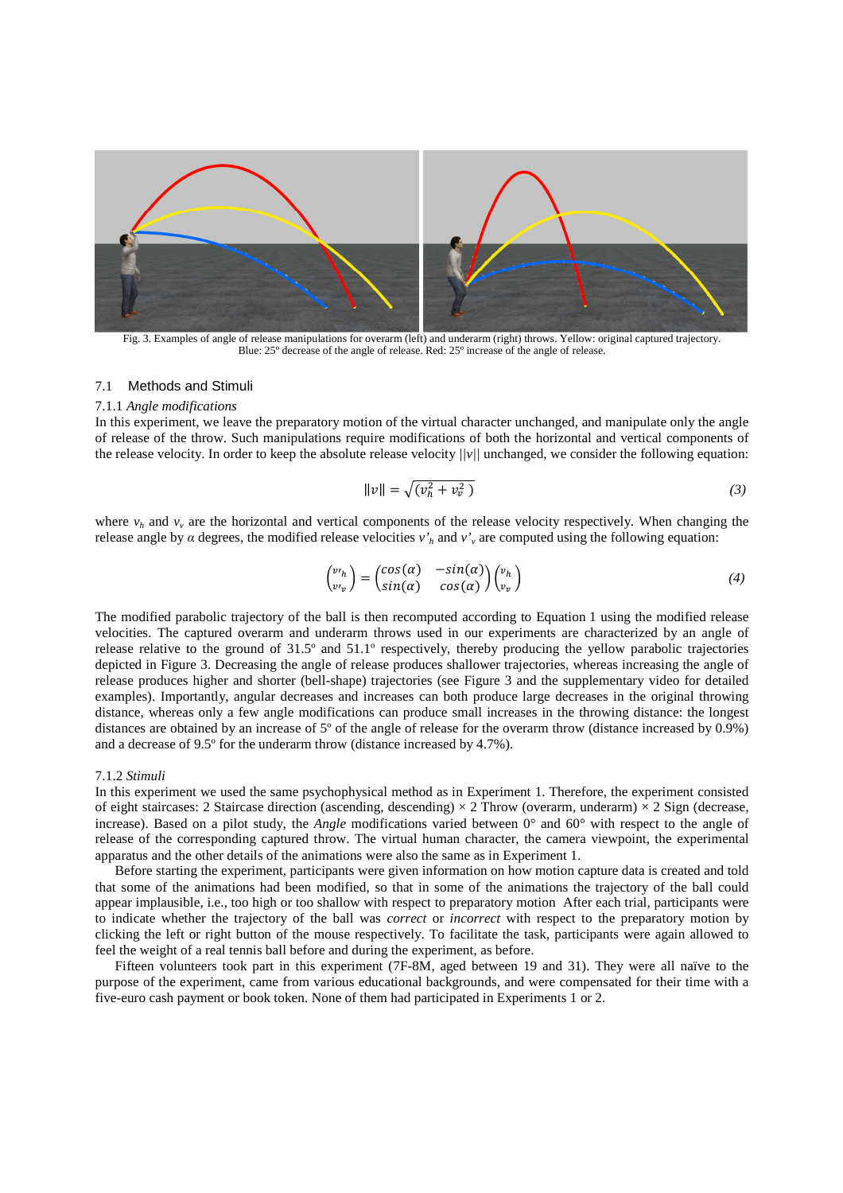Fig. 3. Examples of angle of release manipulations for overarm (left) and underarm (right) throws. Yellow: original captured trajectory. Blue: 25º decrease of the angle of release. Red: 25º increase of the angle of release.

## 7.1 Methods and Stimuli

### 7.1.1 *Angle modifications*

In this experiment, we leave the preparatory motion of the virtual character unchanged, and manipulate only the angle of release of the throw. Such manipulations require modifications of both the horizontal and vertical components of the release velocity. In order to keep the absolute release velocity $||v||$ unchanged, we consider the following equation:

$$\|v\| = \sqrt{(v_h^2 + v_v^2\,)} \qquad (3)$$

where $v_h$ and $v_v$ are the horizontal and vertical components of the release velocity respectively. When changing the release angle by $\alpha$ degrees, the modified release velocities $v'_h$ and $v'_v$ are computed using the following equation:

$$\begin{pmatrix} v'_h \\ v'_v \end{pmatrix} = \begin{pmatrix} cos(\alpha) & -sin(\alpha) \\ sin(\alpha) & cos(\alpha) \end{pmatrix} \begin{pmatrix} v_h \\ v_v \end{pmatrix} \qquad (4)$$

The modified parabolic trajectory of the ball is then recomputed according to Equation 1 using the modified release velocities. The captured overarm and underarm throws used in our experiments are characterized by an angle of release relative to the ground of 31.5º and 51.1º respectively, thereby producing the yellow parabolic trajectories depicted in Figure 3. Decreasing the angle of release produces shallower trajectories, whereas increasing the angle of release produces higher and shorter (bell-shape) trajectories (see Figure 3 and the supplementary video for detailed examples). Importantly, angular decreases and increases can both produce large decreases in the original throwing distance, whereas only a few angle modifications can produce small increases in the throwing distance: the longest distances are obtained by an increase of 5º of the angle of release for the overarm throw (distance increased by 0.9%) and a decrease of 9.5º for the underarm throw (distance increased by 4.7%).

### 7.1.2 *Stimuli*

In this experiment we used the same psychophysical method as in Experiment 1. Therefore, the experiment consisted of eight staircases: 2 Staircase direction (ascending, descending) × 2 Throw (overarm, underarm) × 2 Sign (decrease, increase). Based on a pilot study, the *Angle* modifications varied between 0° and 60° with respect to the angle of release of the corresponding captured throw. The virtual human character, the camera viewpoint, the experimental apparatus and the other details of the animations were also the same as in Experiment 1.

Before starting the experiment, participants were given information on how motion capture data is created and told that some of the animations had been modified, so that in some of the animations the trajectory of the ball could appear implausible, i.e., too high or too shallow with respect to preparatory motion After each trial, participants were to indicate whether the trajectory of the ball was *correct* or *incorrect* with respect to the preparatory motion by clicking the left or right button of the mouse respectively. To facilitate the task, participants were again allowed to feel the weight of a real tennis ball before and during the experiment, as before.

Fifteen volunteers took part in this experiment (7F-8M, aged between 19 and 31). They were all naïve to the purpose of the experiment, came from various educational backgrounds, and were compensated for their time with a five-euro cash payment or book token. None of them had participated in Experiments 1 or 2.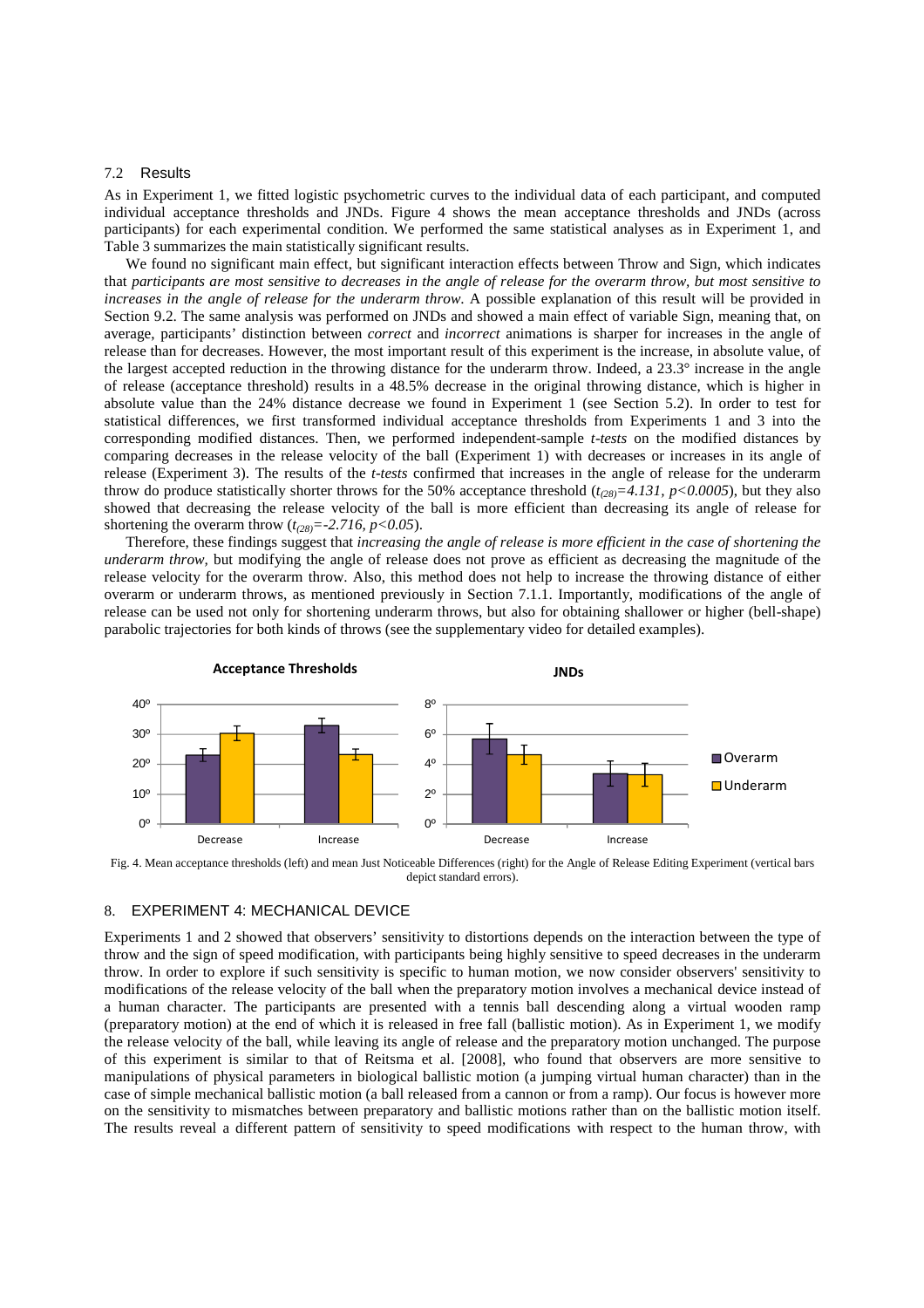### 7.2 Results

As in Experiment 1, we fitted logistic psychometric curves to the individual data of each participant, and computed individual acceptance thresholds and JNDs. Figure 4 shows the mean acceptance thresholds and JNDs (across participants) for each experimental condition. We performed the same statistical analyses as in Experiment 1, and Table 3 summarizes the main statistically significant results.

We found no significant main effect, but significant interaction effects between Throw and Sign, which indicates that *participants are most sensitive to decreases in the angle of release for the overarm throw, but most sensitive to increases in the angle of release for the underarm throw.* A possible explanation of this result will be provided in Section 9.2. The same analysis was performed on JNDs and showed a main effect of variable Sign, meaning that, on average, participants' distinction between *correct* and *incorrect* animations is sharper for increases in the angle of release than for decreases. However, the most important result of this experiment is the increase, in absolute value, of the largest accepted reduction in the throwing distance for the underarm throw. Indeed, a 23.3° increase in the angle of release (acceptance threshold) results in a 48.5% decrease in the original throwing distance, which is higher in absolute value than the 24% distance decrease we found in Experiment 1 (see Section 5.2). In order to test for statistical differences, we first transformed individual acceptance thresholds from Experiments 1 and 3 into the corresponding modified distances. Then, we performed independent-sample *t-tests* on the modified distances by comparing decreases in the release velocity of the ball (Experiment 1) with decreases or increases in its angle of release (Experiment 3). The results of the *t-tests* confirmed that increases in the angle of release for the underarm throw do produce statistically shorter throws for the 50% acceptance threshold ($t_{(28)}=4.131,\ p<0.0005$), but they also showed that decreasing the release velocity of the ball is more efficient than decreasing its angle of release for shortening the overarm throw ($t_{(28)}=-2.716,\ p<0.05$).

Therefore, these findings suggest that *increasing the angle of release is more efficient in the case of shortening the underarm throw,* but modifying the angle of release does not prove as efficient as decreasing the magnitude of the release velocity for the overarm throw. Also, this method does not help to increase the throwing distance of either overarm or underarm throws, as mentioned previously in Section 7.1.1. Importantly, modifications of the angle of release can be used not only for shortening underarm throws, but also for obtaining shallower or higher (bell-shape) parabolic trajectories for both kinds of throws (see the supplementary video for detailed examples).

Fig. 4. Mean acceptance thresholds (left) and mean Just Noticeable Differences (right) for the Angle of Release Editing Experiment (vertical bars depict standard errors).

## 8. EXPERIMENT 4: MECHANICAL DEVICE

Experiments 1 and 2 showed that observers' sensitivity to distortions depends on the interaction between the type of throw and the sign of speed modification, with participants being highly sensitive to speed decreases in the underarm throw. In order to explore if such sensitivity is specific to human motion, we now consider observers' sensitivity to modifications of the release velocity of the ball when the preparatory motion involves a mechanical device instead of a human character. The participants are presented with a tennis ball descending along a virtual wooden ramp (preparatory motion) at the end of which it is released in free fall (ballistic motion). As in Experiment 1, we modify the release velocity of the ball, while leaving its angle of release and the preparatory motion unchanged. The purpose of this experiment is similar to that of Reitsma et al. [2008], who found that observers are more sensitive to manipulations of physical parameters in biological ballistic motion (a jumping virtual human character) than in the case of simple mechanical ballistic motion (a ball released from a cannon or from a ramp). Our focus is however more on the sensitivity to mismatches between preparatory and ballistic motions rather than on the ballistic motion itself. The results reveal a different pattern of sensitivity to speed modifications with respect to the human throw, with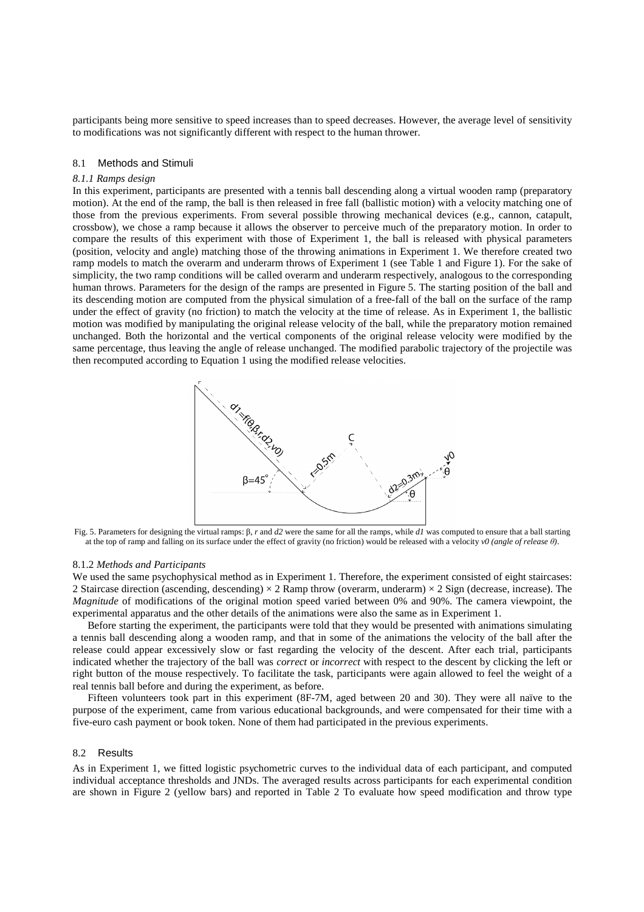participants being more sensitive to speed increases than to speed decreases. However, the average level of sensitivity to modifications was not significantly different with respect to the human thrower.

## 8.1 Methods and Stimuli

### *8.1.1 Ramps design*

In this experiment, participants are presented with a tennis ball descending along a virtual wooden ramp (preparatory motion). At the end of the ramp, the ball is then released in free fall (ballistic motion) with a velocity matching one of those from the previous experiments. From several possible throwing mechanical devices (e.g., cannon, catapult, crossbow), we chose a ramp because it allows the observer to perceive much of the preparatory motion. In order to compare the results of this experiment with those of Experiment 1, the ball is released with physical parameters (position, velocity and angle) matching those of the throwing animations in Experiment 1. We therefore created two ramp models to match the overarm and underarm throws of Experiment 1 (see Table 1 and Figure 1). For the sake of simplicity, the two ramp conditions will be called overarm and underarm respectively, analogous to the corresponding human throws. Parameters for the design of the ramps are presented in Figure 5. The starting position of the ball and its descending motion are computed from the physical simulation of a free-fall of the ball on the surface of the ramp under the effect of gravity (no friction) to match the velocity at the time of release. As in Experiment 1, the ballistic motion was modified by manipulating the original release velocity of the ball, while the preparatory motion remained unchanged. Both the horizontal and the vertical components of the original release velocity were modified by the same percentage, thus leaving the angle of release unchanged. The modified parabolic trajectory of the projectile was then recomputed according to Equation 1 using the modified release velocities.

Fig. 5. Parameters for designing the virtual ramps: β, *r* and *d2* were the same for all the ramps, while *d1* was computed to ensure that a ball starting at the top of ramp and falling on its surface under the effect of gravity (no friction) would be released with a velocity *v0 (angle of release θ)*.

### 8.1.2 *Methods and Participants*

We used the same psychophysical method as in Experiment 1. Therefore, the experiment consisted of eight staircases: 2 Staircase direction (ascending, descending) × 2 Ramp throw (overarm, underarm) × 2 Sign (decrease, increase). The *Magnitude* of modifications of the original motion speed varied between 0% and 90%. The camera viewpoint, the experimental apparatus and the other details of the animations were also the same as in Experiment 1.

Before starting the experiment, the participants were told that they would be presented with animations simulating a tennis ball descending along a wooden ramp, and that in some of the animations the velocity of the ball after the release could appear excessively slow or fast regarding the velocity of the descent. After each trial, participants indicated whether the trajectory of the ball was *correct* or *incorrect* with respect to the descent by clicking the left or right button of the mouse respectively. To facilitate the task, participants were again allowed to feel the weight of a real tennis ball before and during the experiment, as before.

Fifteen volunteers took part in this experiment (8F-7M, aged between 20 and 30). They were all naïve to the purpose of the experiment, came from various educational backgrounds, and were compensated for their time with a five-euro cash payment or book token. None of them had participated in the previous experiments.

## 8.2 Results

As in Experiment 1, we fitted logistic psychometric curves to the individual data of each participant, and computed individual acceptance thresholds and JNDs. The averaged results across participants for each experimental condition are shown in Figure 2 (yellow bars) and reported in Table 2 To evaluate how speed modification and throw type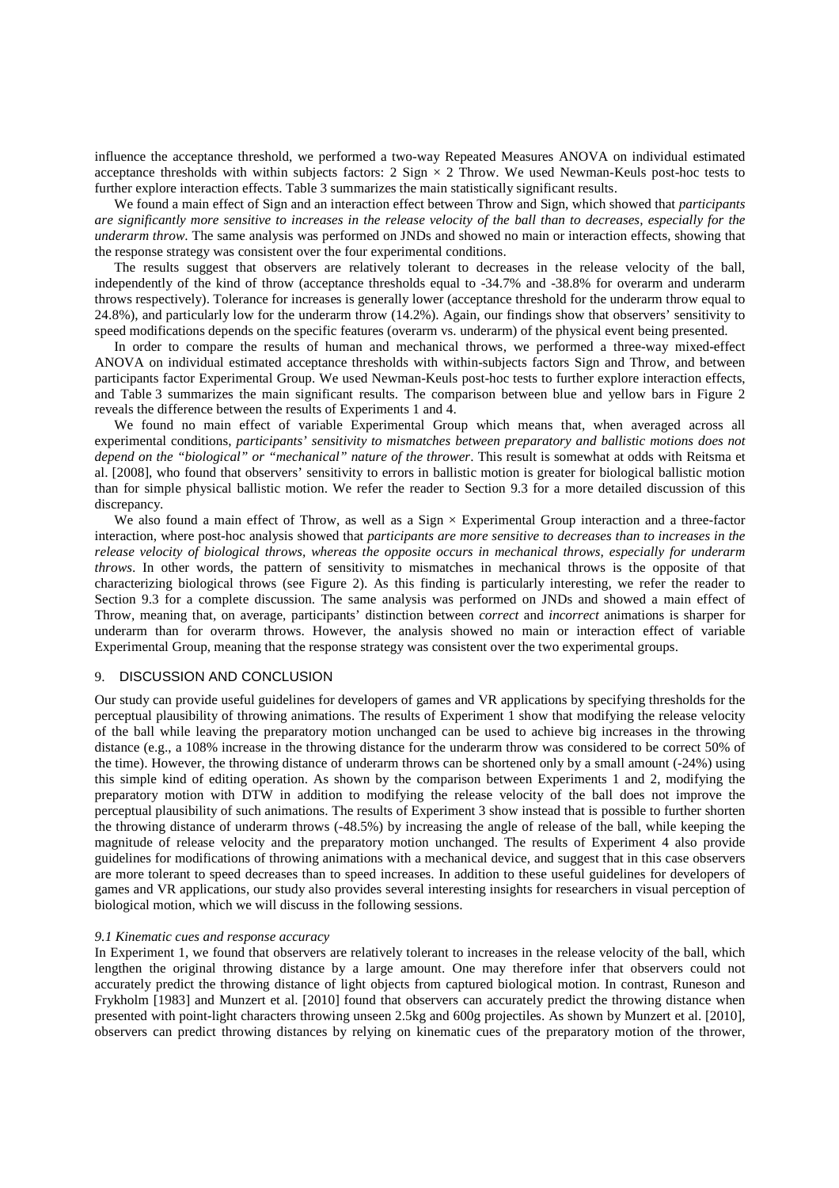influence the acceptance threshold, we performed a two-way Repeated Measures ANOVA on individual estimated acceptance thresholds with within subjects factors: 2 Sign × 2 Throw. We used Newman-Keuls post-hoc tests to further explore interaction effects. Table 3 summarizes the main statistically significant results.

We found a main effect of Sign and an interaction effect between Throw and Sign, which showed that *participants are significantly more sensitive to increases in the release velocity of the ball than to decreases, especially for the underarm throw*. The same analysis was performed on JNDs and showed no main or interaction effects, showing that the response strategy was consistent over the four experimental conditions.

The results suggest that observers are relatively tolerant to decreases in the release velocity of the ball, independently of the kind of throw (acceptance thresholds equal to -34.7% and -38.8% for overarm and underarm throws respectively). Tolerance for increases is generally lower (acceptance threshold for the underarm throw equal to 24.8%), and particularly low for the underarm throw (14.2%). Again, our findings show that observers' sensitivity to speed modifications depends on the specific features (overarm vs. underarm) of the physical event being presented.

In order to compare the results of human and mechanical throws, we performed a three-way mixed-effect ANOVA on individual estimated acceptance thresholds with within-subjects factors Sign and Throw, and between participants factor Experimental Group. We used Newman-Keuls post-hoc tests to further explore interaction effects, and Table 3 summarizes the main significant results. The comparison between blue and yellow bars in Figure 2 reveals the difference between the results of Experiments 1 and 4.

We found no main effect of variable Experimental Group which means that, when averaged across all experimental conditions, *participants' sensitivity to mismatches between preparatory and ballistic motions does not depend on the "biological" or "mechanical" nature of the thrower*. This result is somewhat at odds with Reitsma et al. [2008], who found that observers' sensitivity to errors in ballistic motion is greater for biological ballistic motion than for simple physical ballistic motion. We refer the reader to Section 9.3 for a more detailed discussion of this discrepancy.

We also found a main effect of Throw, as well as a Sign × Experimental Group interaction and a three-factor interaction, where post-hoc analysis showed that *participants are more sensitive to decreases than to increases in the release velocity of biological throws, whereas the opposite occurs in mechanical throws, especially for underarm throws*. In other words, the pattern of sensitivity to mismatches in mechanical throws is the opposite of that characterizing biological throws (see Figure 2). As this finding is particularly interesting, we refer the reader to Section 9.3 for a complete discussion. The same analysis was performed on JNDs and showed a main effect of Throw, meaning that, on average, participants' distinction between *correct* and *incorrect* animations is sharper for underarm than for overarm throws. However, the analysis showed no main or interaction effect of variable Experimental Group, meaning that the response strategy was consistent over the two experimental groups.

## 9. DISCUSSION AND CONCLUSION

Our study can provide useful guidelines for developers of games and VR applications by specifying thresholds for the perceptual plausibility of throwing animations. The results of Experiment 1 show that modifying the release velocity of the ball while leaving the preparatory motion unchanged can be used to achieve big increases in the throwing distance (e.g., a 108% increase in the throwing distance for the underarm throw was considered to be correct 50% of the time). However, the throwing distance of underarm throws can be shortened only by a small amount (-24%) using this simple kind of editing operation. As shown by the comparison between Experiments 1 and 2, modifying the preparatory motion with DTW in addition to modifying the release velocity of the ball does not improve the perceptual plausibility of such animations. The results of Experiment 3 show instead that is possible to further shorten the throwing distance of underarm throws (-48.5%) by increasing the angle of release of the ball, while keeping the magnitude of release velocity and the preparatory motion unchanged. The results of Experiment 4 also provide guidelines for modifications of throwing animations with a mechanical device, and suggest that in this case observers are more tolerant to speed decreases than to speed increases. In addition to these useful guidelines for developers of games and VR applications, our study also provides several interesting insights for researchers in visual perception of biological motion, which we will discuss in the following sessions.

### *9.1 Kinematic cues and response accuracy*

In Experiment 1, we found that observers are relatively tolerant to increases in the release velocity of the ball, which lengthen the original throwing distance by a large amount. One may therefore infer that observers could not accurately predict the throwing distance of light objects from captured biological motion. In contrast, Runeson and Frykholm [1983] and Munzert et al. [2010] found that observers can accurately predict the throwing distance when presented with point-light characters throwing unseen 2.5kg and 600g projectiles. As shown by Munzert et al. [2010], observers can predict throwing distances by relying on kinematic cues of the preparatory motion of the thrower,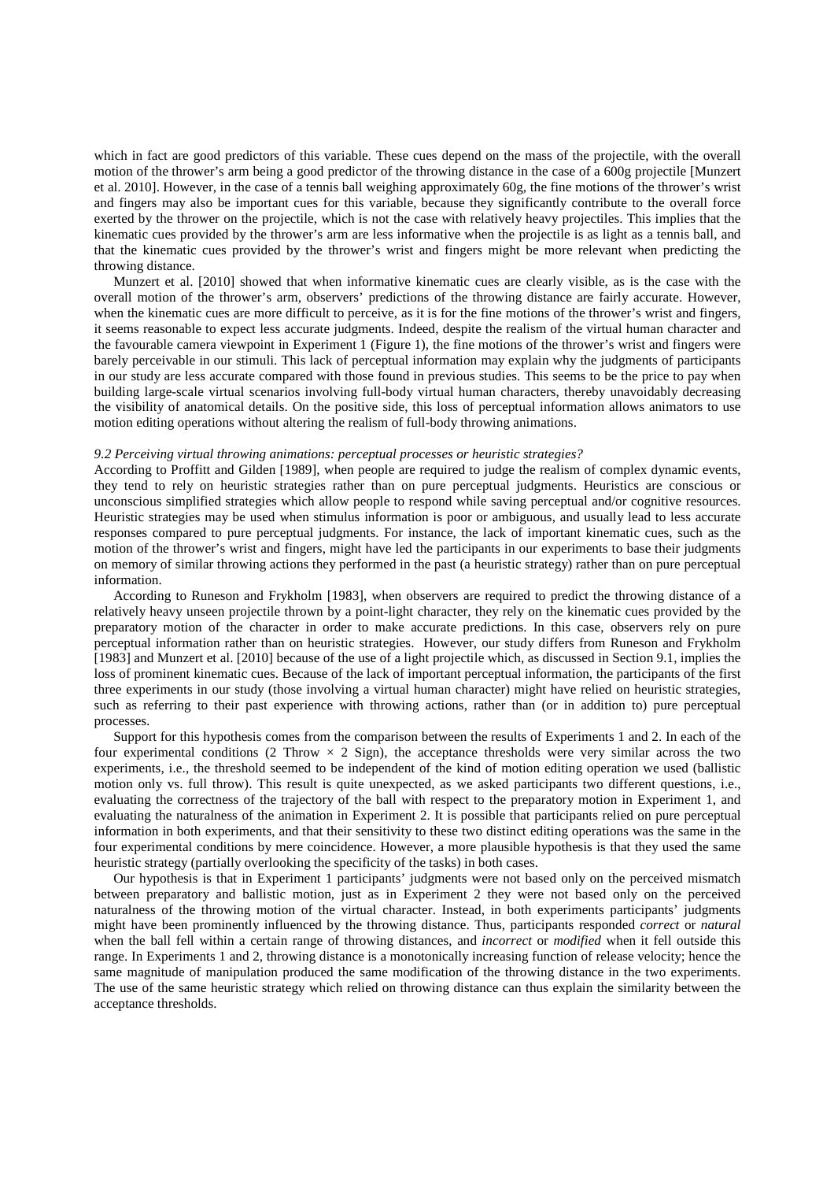which in fact are good predictors of this variable. These cues depend on the mass of the projectile, with the overall motion of the thrower's arm being a good predictor of the throwing distance in the case of a 600g projectile [Munzert et al. 2010]. However, in the case of a tennis ball weighing approximately 60g, the fine motions of the thrower's wrist and fingers may also be important cues for this variable, because they significantly contribute to the overall force exerted by the thrower on the projectile, which is not the case with relatively heavy projectiles. This implies that the kinematic cues provided by the thrower's arm are less informative when the projectile is as light as a tennis ball, and that the kinematic cues provided by the thrower's wrist and fingers might be more relevant when predicting the throwing distance.

Munzert et al. [2010] showed that when informative kinematic cues are clearly visible, as is the case with the overall motion of the thrower's arm, observers' predictions of the throwing distance are fairly accurate. However, when the kinematic cues are more difficult to perceive, as it is for the fine motions of the thrower's wrist and fingers, it seems reasonable to expect less accurate judgments. Indeed, despite the realism of the virtual human character and the favourable camera viewpoint in Experiment 1 (Figure 1), the fine motions of the thrower's wrist and fingers were barely perceivable in our stimuli. This lack of perceptual information may explain why the judgments of participants in our study are less accurate compared with those found in previous studies. This seems to be the price to pay when building large-scale virtual scenarios involving full-body virtual human characters, thereby unavoidably decreasing the visibility of anatomical details. On the positive side, this loss of perceptual information allows animators to use motion editing operations without altering the realism of full-body throwing animations.

*9.2 Perceiving virtual throwing animations: perceptual processes or heuristic strategies?*

According to Proffitt and Gilden [1989], when people are required to judge the realism of complex dynamic events, they tend to rely on heuristic strategies rather than on pure perceptual judgments. Heuristics are conscious or unconscious simplified strategies which allow people to respond while saving perceptual and/or cognitive resources. Heuristic strategies may be used when stimulus information is poor or ambiguous, and usually lead to less accurate responses compared to pure perceptual judgments. For instance, the lack of important kinematic cues, such as the motion of the thrower's wrist and fingers, might have led the participants in our experiments to base their judgments on memory of similar throwing actions they performed in the past (a heuristic strategy) rather than on pure perceptual information.

According to Runeson and Frykholm [1983], when observers are required to predict the throwing distance of a relatively heavy unseen projectile thrown by a point-light character, they rely on the kinematic cues provided by the preparatory motion of the character in order to make accurate predictions. In this case, observers rely on pure perceptual information rather than on heuristic strategies. However, our study differs from Runeson and Frykholm [1983] and Munzert et al. [2010] because of the use of a light projectile which, as discussed in Section 9.1, implies the loss of prominent kinematic cues. Because of the lack of important perceptual information, the participants of the first three experiments in our study (those involving a virtual human character) might have relied on heuristic strategies, such as referring to their past experience with throwing actions, rather than (or in addition to) pure perceptual processes.

Support for this hypothesis comes from the comparison between the results of Experiments 1 and 2. In each of the four experimental conditions (2 Throw $\times$ 2 Sign), the acceptance thresholds were very similar across the two experiments, i.e., the threshold seemed to be independent of the kind of motion editing operation we used (ballistic motion only vs. full throw). This result is quite unexpected, as we asked participants two different questions, i.e., evaluating the correctness of the trajectory of the ball with respect to the preparatory motion in Experiment 1, and evaluating the naturalness of the animation in Experiment 2. It is possible that participants relied on pure perceptual information in both experiments, and that their sensitivity to these two distinct editing operations was the same in the four experimental conditions by mere coincidence. However, a more plausible hypothesis is that they used the same heuristic strategy (partially overlooking the specificity of the tasks) in both cases.

Our hypothesis is that in Experiment 1 participants' judgments were not based only on the perceived mismatch between preparatory and ballistic motion, just as in Experiment 2 they were not based only on the perceived naturalness of the throwing motion of the virtual character. Instead, in both experiments participants' judgments might have been prominently influenced by the throwing distance. Thus, participants responded *correct* or *natural* when the ball fell within a certain range of throwing distances, and *incorrect* or *modified* when it fell outside this range. In Experiments 1 and 2, throwing distance is a monotonically increasing function of release velocity; hence the same magnitude of manipulation produced the same modification of the throwing distance in the two experiments. The use of the same heuristic strategy which relied on throwing distance can thus explain the similarity between the acceptance thresholds.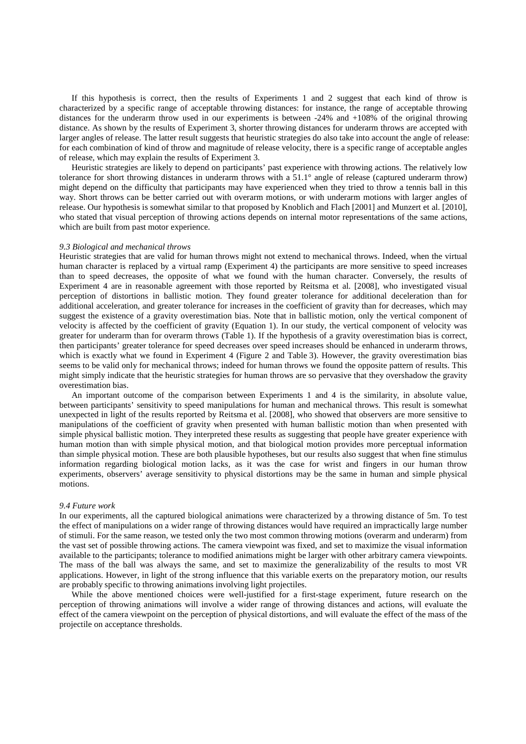If this hypothesis is correct, then the results of Experiments 1 and 2 suggest that each kind of throw is characterized by a specific range of acceptable throwing distances: for instance, the range of acceptable throwing distances for the underarm throw used in our experiments is between -24% and +108% of the original throwing distance. As shown by the results of Experiment 3, shorter throwing distances for underarm throws are accepted with larger angles of release. The latter result suggests that heuristic strategies do also take into account the angle of release: for each combination of kind of throw and magnitude of release velocity, there is a specific range of acceptable angles of release, which may explain the results of Experiment 3.

Heuristic strategies are likely to depend on participants' past experience with throwing actions. The relatively low tolerance for short throwing distances in underarm throws with a 51.1° angle of release (captured underarm throw) might depend on the difficulty that participants may have experienced when they tried to throw a tennis ball in this way. Short throws can be better carried out with overarm motions, or with underarm motions with larger angles of release. Our hypothesis is somewhat similar to that proposed by Knoblich and Flach [2001] and Munzert et al. [2010], who stated that visual perception of throwing actions depends on internal motor representations of the same actions, which are built from past motor experience.

### *9.3 Biological and mechanical throws*

Heuristic strategies that are valid for human throws might not extend to mechanical throws. Indeed, when the virtual human character is replaced by a virtual ramp (Experiment 4) the participants are more sensitive to speed increases than to speed decreases, the opposite of what we found with the human character. Conversely, the results of Experiment 4 are in reasonable agreement with those reported by Reitsma et al. [2008], who investigated visual perception of distortions in ballistic motion. They found greater tolerance for additional deceleration than for additional acceleration, and greater tolerance for increases in the coefficient of gravity than for decreases, which may suggest the existence of a gravity overestimation bias. Note that in ballistic motion, only the vertical component of velocity is affected by the coefficient of gravity (Equation 1). In our study, the vertical component of velocity was greater for underarm than for overarm throws (Table 1). If the hypothesis of a gravity overestimation bias is correct, then participants' greater tolerance for speed decreases over speed increases should be enhanced in underarm throws, which is exactly what we found in Experiment 4 (Figure 2 and Table 3). However, the gravity overestimation bias seems to be valid only for mechanical throws; indeed for human throws we found the opposite pattern of results. This might simply indicate that the heuristic strategies for human throws are so pervasive that they overshadow the gravity overestimation bias.

An important outcome of the comparison between Experiments 1 and 4 is the similarity, in absolute value, between participants' sensitivity to speed manipulations for human and mechanical throws. This result is somewhat unexpected in light of the results reported by Reitsma et al. [2008], who showed that observers are more sensitive to manipulations of the coefficient of gravity when presented with human ballistic motion than when presented with simple physical ballistic motion. They interpreted these results as suggesting that people have greater experience with human motion than with simple physical motion, and that biological motion provides more perceptual information than simple physical motion. These are both plausible hypotheses, but our results also suggest that when fine stimulus information regarding biological motion lacks, as it was the case for wrist and fingers in our human throw experiments, observers' average sensitivity to physical distortions may be the same in human and simple physical motions.

### *9.4 Future work*

In our experiments, all the captured biological animations were characterized by a throwing distance of 5m. To test the effect of manipulations on a wider range of throwing distances would have required an impractically large number of stimuli. For the same reason, we tested only the two most common throwing motions (overarm and underarm) from the vast set of possible throwing actions. The camera viewpoint was fixed, and set to maximize the visual information available to the participants; tolerance to modified animations might be larger with other arbitrary camera viewpoints. The mass of the ball was always the same, and set to maximize the generalizability of the results to most VR applications. However, in light of the strong influence that this variable exerts on the preparatory motion, our results are probably specific to throwing animations involving light projectiles.

While the above mentioned choices were well-justified for a first-stage experiment, future research on the perception of throwing animations will involve a wider range of throwing distances and actions, will evaluate the effect of the camera viewpoint on the perception of physical distortions, and will evaluate the effect of the mass of the projectile on acceptance thresholds.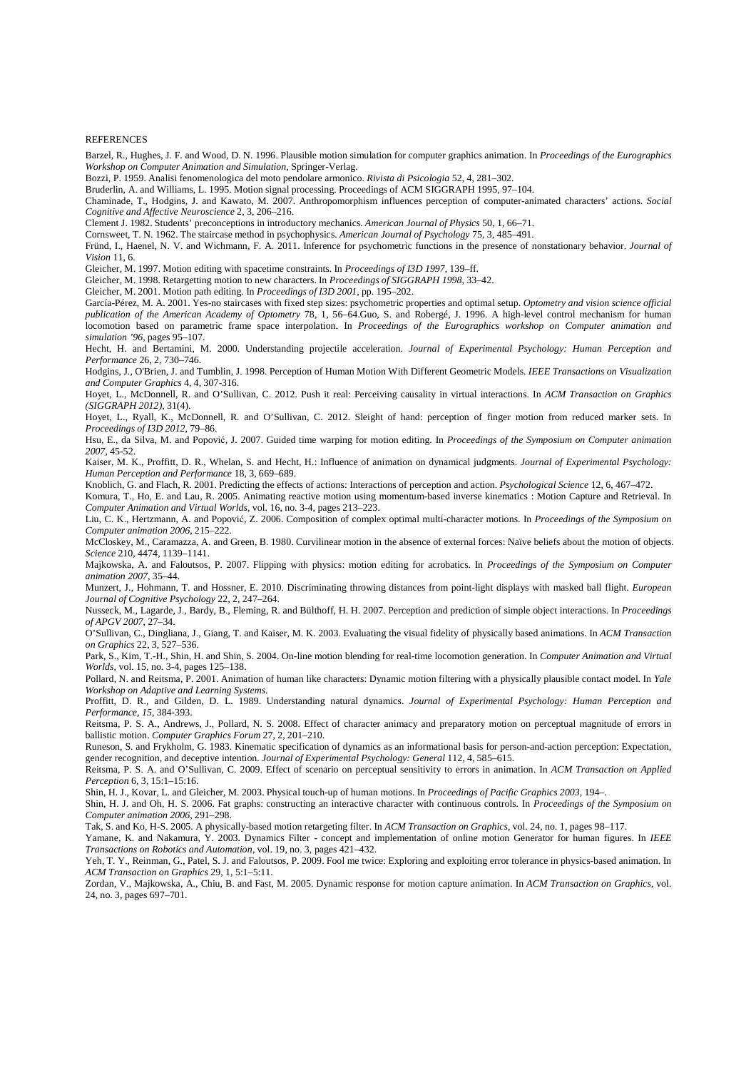REFERENCES

Barzel, R., Hughes, J. F. and Wood, D. N. 1996. Plausible motion simulation for computer graphics animation. In *Proceedings of the Eurographics Workshop on Computer Animation and Simulation*, Springer-Verlag.

Bozzi, P. 1959. Analisi fenomenologica del moto pendolare armonico. *Rivista di Psicologia* 52, 4, 281–302.

Bruderlin, A. and Williams, L. 1995. Motion signal processing. Proceedings of ACM SIGGRAPH 1995, 97–104.

Chaminade, T., Hodgins, J. and Kawato, M. 2007. Anthropomorphism influences perception of computer-animated characters' actions. *Social Cognitive and Affective Neuroscience* 2, 3, 206–216.

Clement J. 1982. Students' preconceptions in introductory mechanics. *American Journal of Physics* 50, 1, 66–71.

Cornsweet, T. N. 1962. The staircase method in psychophysics. *American Journal of Psychology* 75, 3, 485–491.

Fründ, I., Haenel, N. V. and Wichmann, F. A. 2011. Inference for psychometric functions in the presence of nonstationary behavior. *Journal of Vision* 11, 6.

Gleicher, M. 1997. Motion editing with spacetime constraints. In *Proceedings of I3D 1997*, 139–ff.

Gleicher, M. 1998. Retargetting motion to new characters. In *Proceedings of SIGGRAPH 1998*, 33–42.

Gleicher, M. 2001. Motion path editing. In *Proceedings of I3D 2001*, pp. 195–202.

García-Pérez, M. A. 2001. Yes-no staircases with fixed step sizes: psychometric properties and optimal setup. *Optometry and vision science official publication of the American Academy of Optometry* 78, 1, 56–64.Guo, S. and Robergé, J. 1996. A high-level control mechanism for human locomotion based on parametric frame space interpolation. In *Proceedings of the Eurographics workshop on Computer animation and simulation '96*, pages 95–107.

Hecht, H. and Bertamini, M. 2000. Understanding projectile acceleration. *Journal of Experimental Psychology: Human Perception and Performance* 26, 2, 730–746.

Hodgins, J., O'Brien, J. and Tumblin, J. 1998. Perception of Human Motion With Different Geometric Models. *IEEE Transactions on Visualization and Computer Graphics* 4, 4, 307-316.

Hoyet, L., McDonnell, R. and O'Sullivan, C. 2012. Push it real: Perceiving causality in virtual interactions. In *ACM Transaction on Graphics (SIGGRAPH 2012)*, 31(4).

Hoyet, L., Ryall, K., McDonnell, R. and O'Sullivan, C. 2012. Sleight of hand: perception of finger motion from reduced marker sets. In *Proceedings of I3D 2012*, 79–86.

Hsu, E., da Silva, M. and Popović, J. 2007. Guided time warping for motion editing. In *Proceedings of the Symposium on Computer animation 2007*, 45-52.

Kaiser, M. K., Proffitt, D. R., Whelan, S. and Hecht, H.: Influence of animation on dynamical judgments. *Journal of Experimental Psychology: Human Perception and Performance* 18, 3, 669–689.

Knoblich, G. and Flach, R. 2001. Predicting the effects of actions: Interactions of perception and action. *Psychological Science* 12, 6, 467–472.

Komura, T., Ho, E. and Lau, R. 2005. Animating reactive motion using momentum-based inverse kinematics : Motion Capture and Retrieval. In *Computer Animation and Virtual Worlds*, vol. 16, no. 3-4, pages 213–223.

Liu, C. K., Hertzmann, A. and Popović, Z. 2006. Composition of complex optimal multi-character motions. In *Proceedings of the Symposium on Computer animation 2006*, 215–222.

McCloskey, M., Caramazza, A. and Green, B. 1980. Curvilinear motion in the absence of external forces: Naïve beliefs about the motion of objects. *Science* 210, 4474, 1139–1141.

Majkowska, A. and Faloutsos, P. 2007. Flipping with physics: motion editing for acrobatics. In *Proceedings of the Symposium on Computer animation 2007*, 35–44.

Munzert, J., Hohmann, T. and Hossner, E. 2010. Discriminating throwing distances from point-light displays with masked ball flight. *European Journal of Cognitive Psychology* 22, 2, 247–264.

Nusseck, M., Lagarde, J., Bardy, B., Fleming, R. and Bülthoff, H. H. 2007. Perception and prediction of simple object interactions. In *Proceedings of APGV 2007*, 27–34.

O'Sullivan, C., Dingliana, J., Giang, T. and Kaiser, M. K. 2003. Evaluating the visual fidelity of physically based animations. In *ACM Transaction on Graphics* 22, 3, 527–536.

Park, S., Kim, T.-H., Shin, H. and Shin, S. 2004. On-line motion blending for real-time locomotion generation. In *Computer Animation and Virtual Worlds*, vol. 15, no. 3-4, pages 125–138.

Pollard, N. and Reitsma, P. 2001. Animation of human like characters: Dynamic motion filtering with a physically plausible contact model. In *Yale Workshop on Adaptive and Learning Systems*.

Proffitt, D. R., and Gilden, D. L. 1989. Understanding natural dynamics. *Journal of Experimental Psychology: Human Perception and Performance, 15*, 384-393.

Reitsma, P. S. A., Andrews, J., Pollard, N. S. 2008. Effect of character animacy and preparatory motion on perceptual magnitude of errors in ballistic motion. *Computer Graphics Forum* 27, 2, 201–210.

Runeson, S. and Frykholm, G. 1983. Kinematic specification of dynamics as an informational basis for person-and-action perception: Expectation, gender recognition, and deceptive intention. *Journal of Experimental Psychology: General* 112, 4, 585–615.

Reitsma, P. S. A. and O'Sullivan, C. 2009. Effect of scenario on perceptual sensitivity to errors in animation. In *ACM Transaction on Applied Perception* 6, 3, 15:1–15:16.

Shin, H. J., Kovar, L. and Gleicher, M. 2003. Physical touch-up of human motions. In *Proceedings of Pacific Graphics 2003*, 194–.

Shin, H. J. and Oh, H. S. 2006. Fat graphs: constructing an interactive character with continuous controls. In *Proceedings of the Symposium on Computer animation 2006*, 291–298.

Tak, S. and Ko, H-S. 2005. A physically-based motion retargeting filter. In *ACM Transaction on Graphics*, vol. 24, no. 1, pages 98–117.

Yamane, K. and Nakamura, Y. 2003. Dynamics Filter - concept and implementation of online motion Generator for human figures. In *IEEE Transactions on Robotics and Automation*, vol. 19, no. 3, pages 421–432.

Yeh, T. Y., Reinman, G., Patel, S. J. and Faloutsos, P. 2009. Fool me twice: Exploring and exploiting error tolerance in physics-based animation. In *ACM Transaction on Graphics* 29, 1, 5:1–5:11.

Zordan, V., Majkowska, A., Chiu, B. and Fast, M. 2005. Dynamic response for motion capture animation. In *ACM Transaction on Graphics*, vol. 24, no. 3, pages 697–701.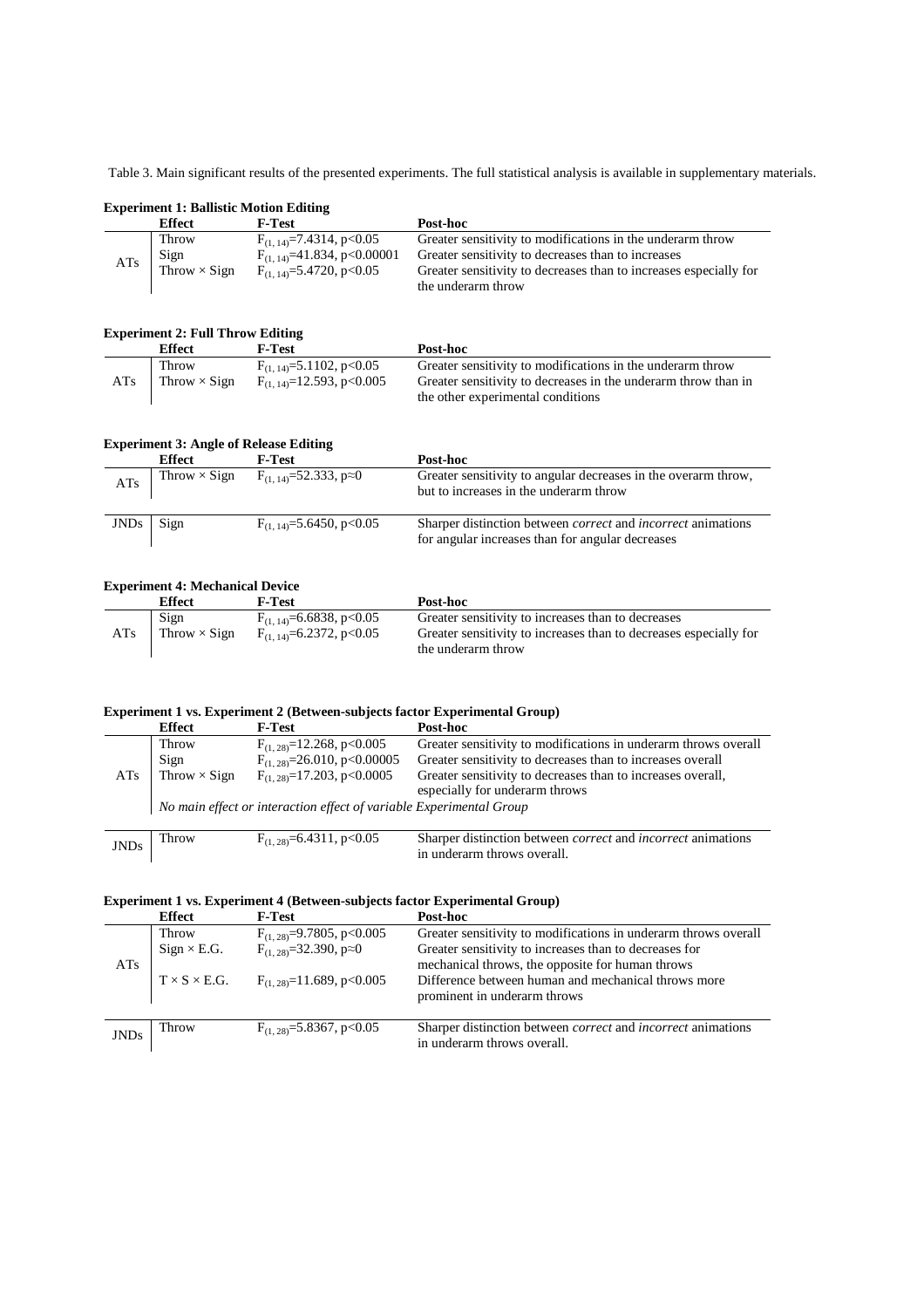Table 3. Main significant results of the presented experiments. The full statistical analysis is available in supplementary materials.

**Experiment 1: Ballistic Motion Editing**

| | Effect | F-Test | Post-hoc |
|---|---|---|---|
| ATs | Throw | $F_{(1, 14)}=7.4314$, $p<0.05$ | Greater sensitivity to modifications in the underarm throw |
| | Sign | $F_{(1, 14)}=41.834$, $p<0.00001$ | Greater sensitivity to decreases than to increases |
| | Throw × Sign | $F_{(1, 14)}=5.4720$, $p<0.05$ | Greater sensitivity to decreases than to increases especially for the underarm throw |

**Experiment 2: Full Throw Editing**

| | Effect | F-Test | Post-hoc |
|---|---|---|---|
| ATs | Throw | $F_{(1, 14)}=5.1102$, $p<0.05$ | Greater sensitivity to modifications in the underarm throw |
| | Throw × Sign | $F_{(1, 14)}=12.593$, $p<0.005$ | Greater sensitivity to decreases in the underarm throw than in the other experimental conditions |

**Experiment 3: Angle of Release Editing**

| | Effect | F-Test | Post-hoc |
|---|---|---|---|
| ATs | Throw × Sign | $F_{(1, 14)}=52.333$, $p\approx0$ | Greater sensitivity to angular decreases in the overarm throw, but to increases in the underarm throw |
| JNDs | Sign | $F_{(1, 14)}=5.6450$, $p<0.05$ | Sharper distinction between *correct* and *incorrect* animations for angular increases than for angular decreases |

**Experiment 4: Mechanical Device**

| | Effect | F-Test | Post-hoc |
|---|---|---|---|
| ATs | Sign | $F_{(1, 14)}=6.6838$, $p<0.05$ | Greater sensitivity to increases than to decreases |
| | Throw × Sign | $F_{(1, 14)}=6.2372$, $p<0.05$ | Greater sensitivity to increases than to decreases especially for the underarm throw |

**Experiment 1 vs. Experiment 2 (Between-subjects factor Experimental Group)**

| | Effect | F-Test | Post-hoc |
|---|---|---|---|
| ATs | Throw | $F_{(1, 28)}=12.268$, $p<0.005$ | Greater sensitivity to modifications in underarm throws overall |
| | Sign | $F_{(1, 28)}=26.010$, $p<0.00005$ | Greater sensitivity to decreases than to increases overall |
| | Throw × Sign | $F_{(1, 28)}=17.203$, $p<0.0005$ | Greater sensitivity to decreases than to increases overall, especially for underarm throws |
| | *No main effect or interaction effect of variable Experimental Group* | | |
| JNDs | Throw | $F_{(1, 28)}=6.4311$, $p<0.05$ | Sharper distinction between *correct* and *incorrect* animations in underarm throws overall. |

**Experiment 1 vs. Experiment 4 (Between-subjects factor Experimental Group)**

| | Effect | F-Test | Post-hoc |
|---|---|---|---|
| ATs | Throw | $F_{(1, 28)}=9.7805$, $p<0.005$ | Greater sensitivity to modifications in underarm throws overall |
| | Sign × E.G. | $F_{(1, 28)}=32.390$, $p\approx0$ | Greater sensitivity to increases than to decreases for mechanical throws, the opposite for human throws |
| | T × S × E.G. | $F_{(1, 28)}=11.689$, $p<0.005$ | Difference between human and mechanical throws more prominent in underarm throws |
| JNDs | Throw | $F_{(1, 28)}=5.8367$, $p<0.05$ | Sharper distinction between *correct* and *incorrect* animations in underarm throws overall. |